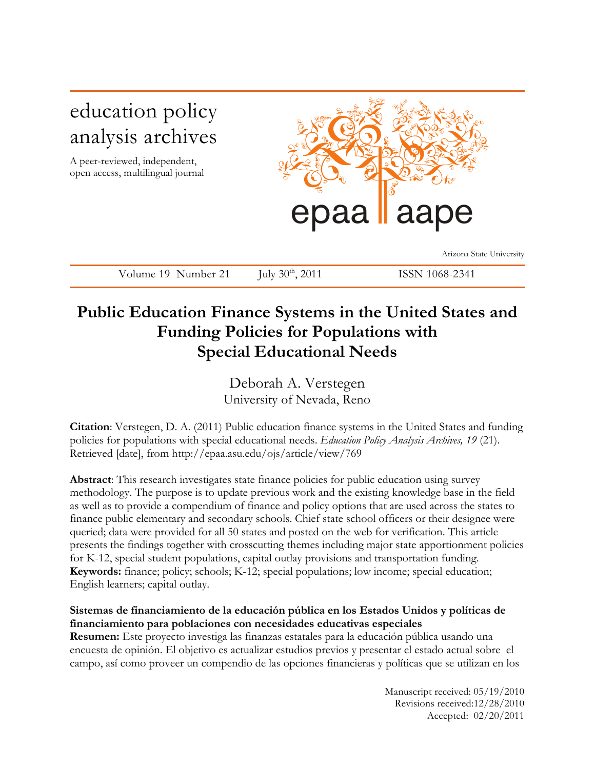education policy analysis archives

A peer-reviewed, independent, open access, multilingual journal

epaa | aape

Arizona State University

Volume 19 Number 21 July 30th, 2011 ISSN 1068-2341

# Public Education Finance Systems in the United States and Funding Policies for Populations with Special Educational Needs

Deborah A. Verstegen
University of Nevada, Reno

**Citation**: Verstegen, D. A. (2011) Public education finance systems in the United States and funding policies for populations with special educational needs. *Education Policy Analysis Archives, 19* (21). Retrieved [date], from http://epaa.asu.edu/ojs/article/view/769

**Abstract**: This research investigates state finance policies for public education using survey methodology. The purpose is to update previous work and the existing knowledge base in the field as well as to provide a compendium of finance and policy options that are used across the states to finance public elementary and secondary schools. Chief state school officers or their designee were queried; data were provided for all 50 states and posted on the web for verification. This article presents the findings together with crosscutting themes including major state apportionment policies for K-12, special student populations, capital outlay provisions and transportation funding.
**Keywords:** finance; policy; schools; K-12; special populations; low income; special education; English learners; capital outlay.

**Sistemas de financiamiento de la educación pública en los Estados Unidos y políticas de financiamiento para poblaciones con necesidades educativas especiales**
**Resumen:** Este proyecto investiga las finanzas estatales para la educación pública usando una encuesta de opinión. El objetivo es actualizar estudios previos y presentar el estado actual sobre el campo, así como proveer un compendio de las opciones financieras y políticas que se utilizan en los

Manuscript received: 05/19/2010
Revisions received:12/28/2010
Accepted: 02/20/2011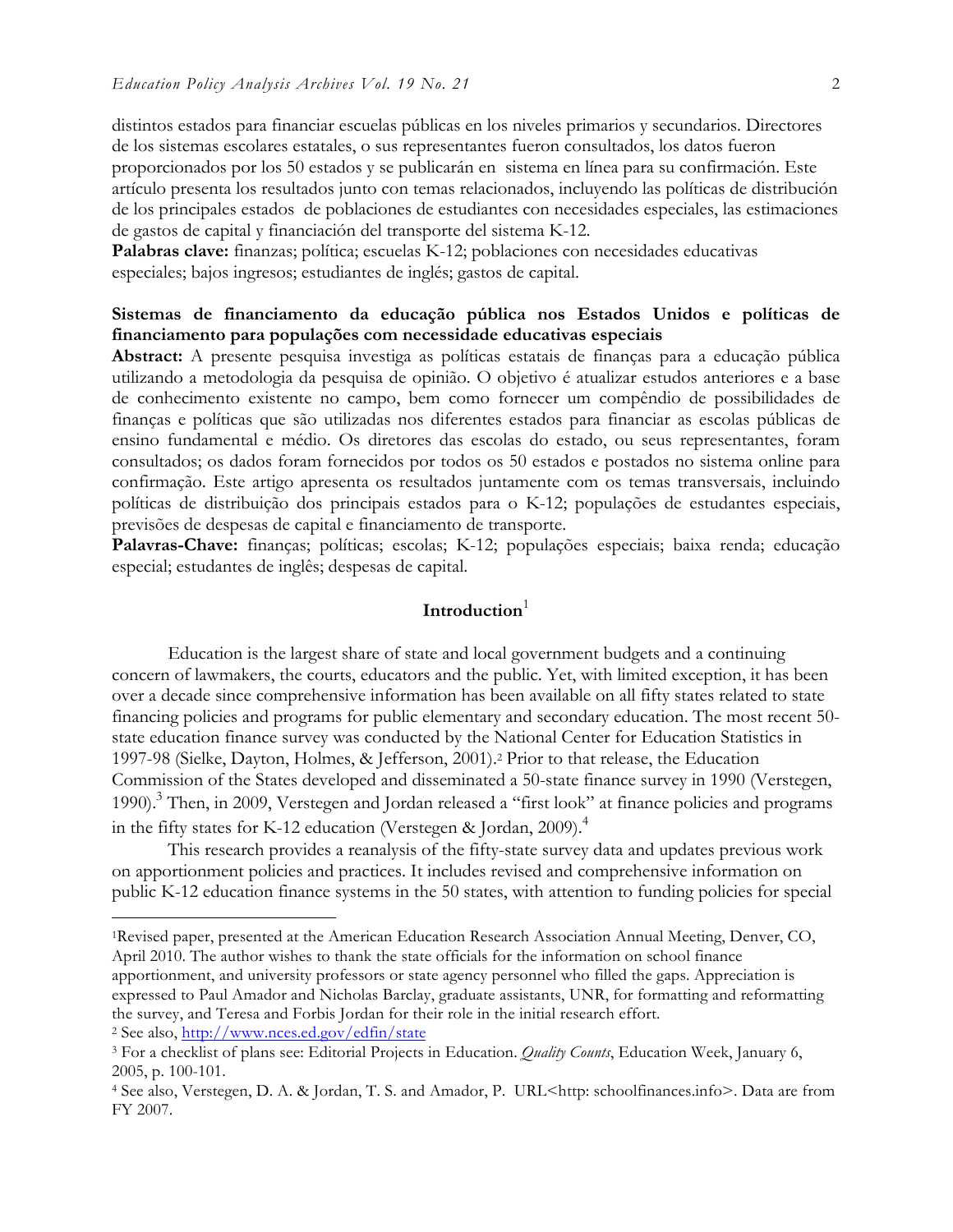distintos estados para financiar escuelas públicas en los niveles primarios y secundarios. Directores de los sistemas escolares estatales, o sus representantes fueron consultados, los datos fueron proporcionados por los 50 estados y se publicarán en sistema en línea para su confirmación. Este artículo presenta los resultados junto con temas relacionados, incluyendo las políticas de distribución de los principales estados de poblaciones de estudiantes con necesidades especiales, las estimaciones de gastos de capital y financiación del transporte del sistema K-12.

**Palabras clave:** finanzas; política; escuelas K-12; poblaciones con necesidades educativas especiales; bajos ingresos; estudiantes de inglés; gastos de capital.

**Sistemas de financiamento da educação pública nos Estados Unidos e políticas de financiamento para populações com necessidade educativas especiais**

**Abstract:** A presente pesquisa investiga as políticas estatais de finanças para a educação pública utilizando a metodologia da pesquisa de opinião. O objetivo é atualizar estudos anteriores e a base de conhecimento existente no campo, bem como fornecer um compêndio de possibilidades de finanças e políticas que são utilizadas nos diferentes estados para financiar as escolas públicas de ensino fundamental e médio. Os diretores das escolas do estado, ou seus representantes, foram consultados; os dados foram fornecidos por todos os 50 estados e postados no sistema online para confirmação. Este artigo apresenta os resultados juntamente com os temas transversais, incluindo políticas de distribuição dos principais estados para o K-12; populações de estudantes especiais, previsões de despesas de capital e financiamento de transporte.

**Palavras-Chave:** finanças; políticas; escolas; K-12; populações especiais; baixa renda; educação especial; estudantes de inglês; despesas de capital.

## Introduction[1]

Education is the largest share of state and local government budgets and a continuing concern of lawmakers, the courts, educators and the public. Yet, with limited exception, it has been over a decade since comprehensive information has been available on all fifty states related to state financing policies and programs for public elementary and secondary education. The most recent 50-state education finance survey was conducted by the National Center for Education Statistics in 1997-98 (Sielke, Dayton, Holmes, & Jefferson, 2001).[2] Prior to that release, the Education Commission of the States developed and disseminated a 50-state finance survey in 1990 (Verstegen, 1990).[3] Then, in 2009, Verstegen and Jordan released a "first look" at finance policies and programs in the fifty states for K-12 education (Verstegen & Jordan, 2009).[4]

This research provides a reanalysis of the fifty-state survey data and updates previous work on apportionment policies and practices. It includes revised and comprehensive information on public K-12 education finance systems in the 50 states, with attention to funding policies for special

---

[1] Revised paper, presented at the American Education Research Association Annual Meeting, Denver, CO, April 2010. The author wishes to thank the state officials for the information on school finance apportionment, and university professors or state agency personnel who filled the gaps. Appreciation is expressed to Paul Amador and Nicholas Barclay, graduate assistants, UNR, for formatting and reformatting the survey, and Teresa and Forbis Jordan for their role in the initial research effort.

[2] See also, http://www.nces.ed.gov/edfin/state

[3] For a checklist of plans see: Editorial Projects in Education. *Quality Counts*, Education Week, January 6, 2005, p. 100-101.

[4] See also, Verstegen, D. A. & Jordan, T. S. and Amador, P. URL<http: schoolfinances.info>. Data are from FY 2007.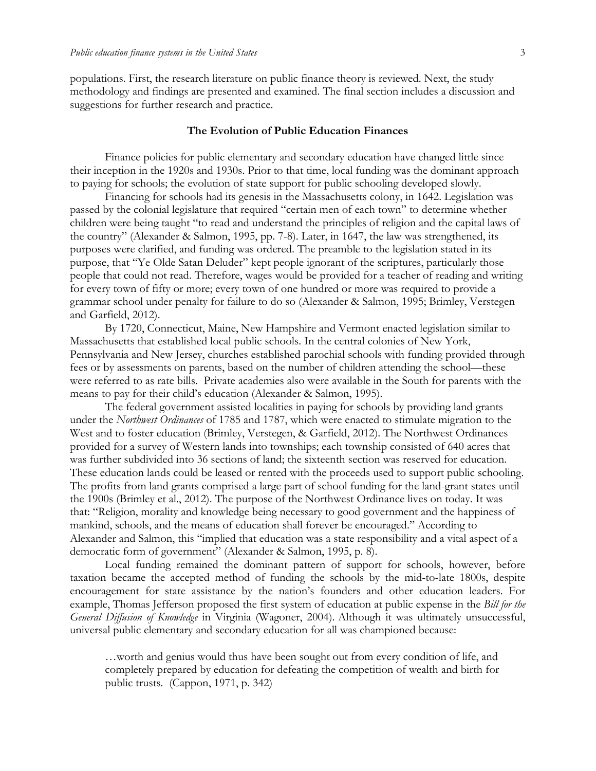populations. First, the research literature on public finance theory is reviewed. Next, the study methodology and findings are presented and examined. The final section includes a discussion and suggestions for further research and practice.

## The Evolution of Public Education Finances

Finance policies for public elementary and secondary education have changed little since their inception in the 1920s and 1930s. Prior to that time, local funding was the dominant approach to paying for schools; the evolution of state support for public schooling developed slowly.

Financing for schools had its genesis in the Massachusetts colony, in 1642. Legislation was passed by the colonial legislature that required "certain men of each town" to determine whether children were being taught "to read and understand the principles of religion and the capital laws of the country" (Alexander & Salmon, 1995, pp. 7-8). Later, in 1647, the law was strengthened, its purposes were clarified, and funding was ordered. The preamble to the legislation stated in its purpose, that "Ye Olde Satan Deluder" kept people ignorant of the scriptures, particularly those people that could not read. Therefore, wages would be provided for a teacher of reading and writing for every town of fifty or more; every town of one hundred or more was required to provide a grammar school under penalty for failure to do so (Alexander & Salmon, 1995; Brimley, Verstegen and Garfield, 2012).

By 1720, Connecticut, Maine, New Hampshire and Vermont enacted legislation similar to Massachusetts that established local public schools. In the central colonies of New York, Pennsylvania and New Jersey, churches established parochial schools with funding provided through fees or by assessments on parents, based on the number of children attending the school—these were referred to as rate bills. Private academies also were available in the South for parents with the means to pay for their child's education (Alexander & Salmon, 1995).

The federal government assisted localities in paying for schools by providing land grants under the *Northwest Ordinances* of 1785 and 1787, which were enacted to stimulate migration to the West and to foster education (Brimley, Verstegen, & Garfield, 2012). The Northwest Ordinances provided for a survey of Western lands into townships; each township consisted of 640 acres that was further subdivided into 36 sections of land; the sixteenth section was reserved for education. These education lands could be leased or rented with the proceeds used to support public schooling. The profits from land grants comprised a large part of school funding for the land-grant states until the 1900s (Brimley et al., 2012). The purpose of the Northwest Ordinance lives on today. It was that: "Religion, morality and knowledge being necessary to good government and the happiness of mankind, schools, and the means of education shall forever be encouraged." According to Alexander and Salmon, this "implied that education was a state responsibility and a vital aspect of a democratic form of government" (Alexander & Salmon, 1995, p. 8).

Local funding remained the dominant pattern of support for schools, however, before taxation became the accepted method of funding the schools by the mid-to-late 1800s, despite encouragement for state assistance by the nation's founders and other education leaders. For example, Thomas Jefferson proposed the first system of education at public expense in the *Bill for the General Diffusion of Knowledge* in Virginia (Wagoner, 2004). Although it was ultimately unsuccessful, universal public elementary and secondary education for all was championed because:

> …worth and genius would thus have been sought out from every condition of life, and completely prepared by education for defeating the competition of wealth and birth for public trusts. (Cappon, 1971, p. 342)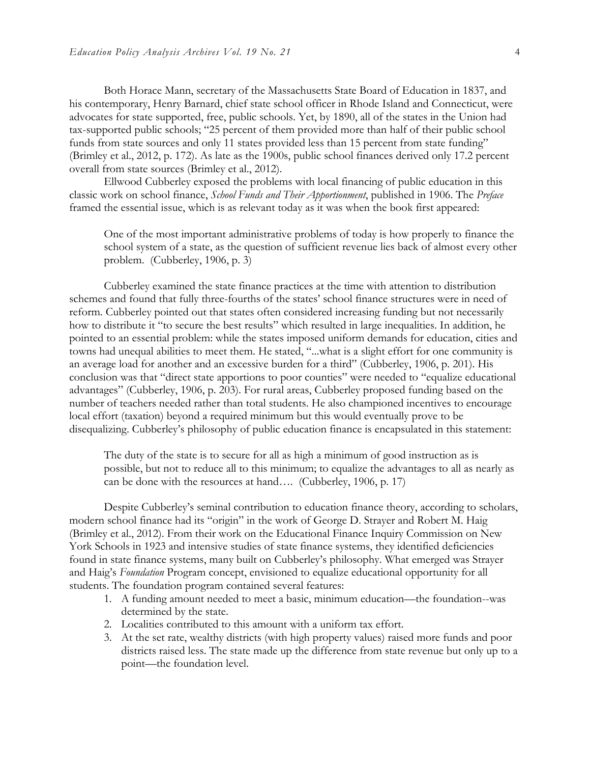Both Horace Mann, secretary of the Massachusetts State Board of Education in 1837, and his contemporary, Henry Barnard, chief state school officer in Rhode Island and Connecticut, were advocates for state supported, free, public schools. Yet, by 1890, all of the states in the Union had tax-supported public schools; "25 percent of them provided more than half of their public school funds from state sources and only 11 states provided less than 15 percent from state funding" (Brimley et al., 2012, p. 172). As late as the 1900s, public school finances derived only 17.2 percent overall from state sources (Brimley et al., 2012).

Ellwood Cubberley exposed the problems with local financing of public education in this classic work on school finance, *School Funds and Their Apportionment*, published in 1906. The *Preface* framed the essential issue, which is as relevant today as it was when the book first appeared:

> One of the most important administrative problems of today is how properly to finance the school system of a state, as the question of sufficient revenue lies back of almost every other problem. (Cubberley, 1906, p. 3)

Cubberley examined the state finance practices at the time with attention to distribution schemes and found that fully three-fourths of the states' school finance structures were in need of reform. Cubberley pointed out that states often considered increasing funding but not necessarily how to distribute it "to secure the best results" which resulted in large inequalities. In addition, he pointed to an essential problem: while the states imposed uniform demands for education, cities and towns had unequal abilities to meet them. He stated, "...what is a slight effort for one community is an average load for another and an excessive burden for a third" (Cubberley, 1906, p. 201). His conclusion was that "direct state apportions to poor counties" were needed to "equalize educational advantages" (Cubberley, 1906, p. 203). For rural areas, Cubberley proposed funding based on the number of teachers needed rather than total students. He also championed incentives to encourage local effort (taxation) beyond a required minimum but this would eventually prove to be disequalizing. Cubberley's philosophy of public education finance is encapsulated in this statement:

> The duty of the state is to secure for all as high a minimum of good instruction as is possible, but not to reduce all to this minimum; to equalize the advantages to all as nearly as can be done with the resources at hand…. (Cubberley, 1906, p. 17)

Despite Cubberley's seminal contribution to education finance theory, according to scholars, modern school finance had its "origin" in the work of George D. Strayer and Robert M. Haig (Brimley et al., 2012). From their work on the Educational Finance Inquiry Commission on New York Schools in 1923 and intensive studies of state finance systems, they identified deficiencies found in state finance systems, many built on Cubberley's philosophy. What emerged was Strayer and Haig's *Foundation* Program concept, envisioned to equalize educational opportunity for all students. The foundation program contained several features:

1. A funding amount needed to meet a basic, minimum education—the foundation--was determined by the state.
2. Localities contributed to this amount with a uniform tax effort.
3. At the set rate, wealthy districts (with high property values) raised more funds and poor districts raised less. The state made up the difference from state revenue but only up to a point—the foundation level.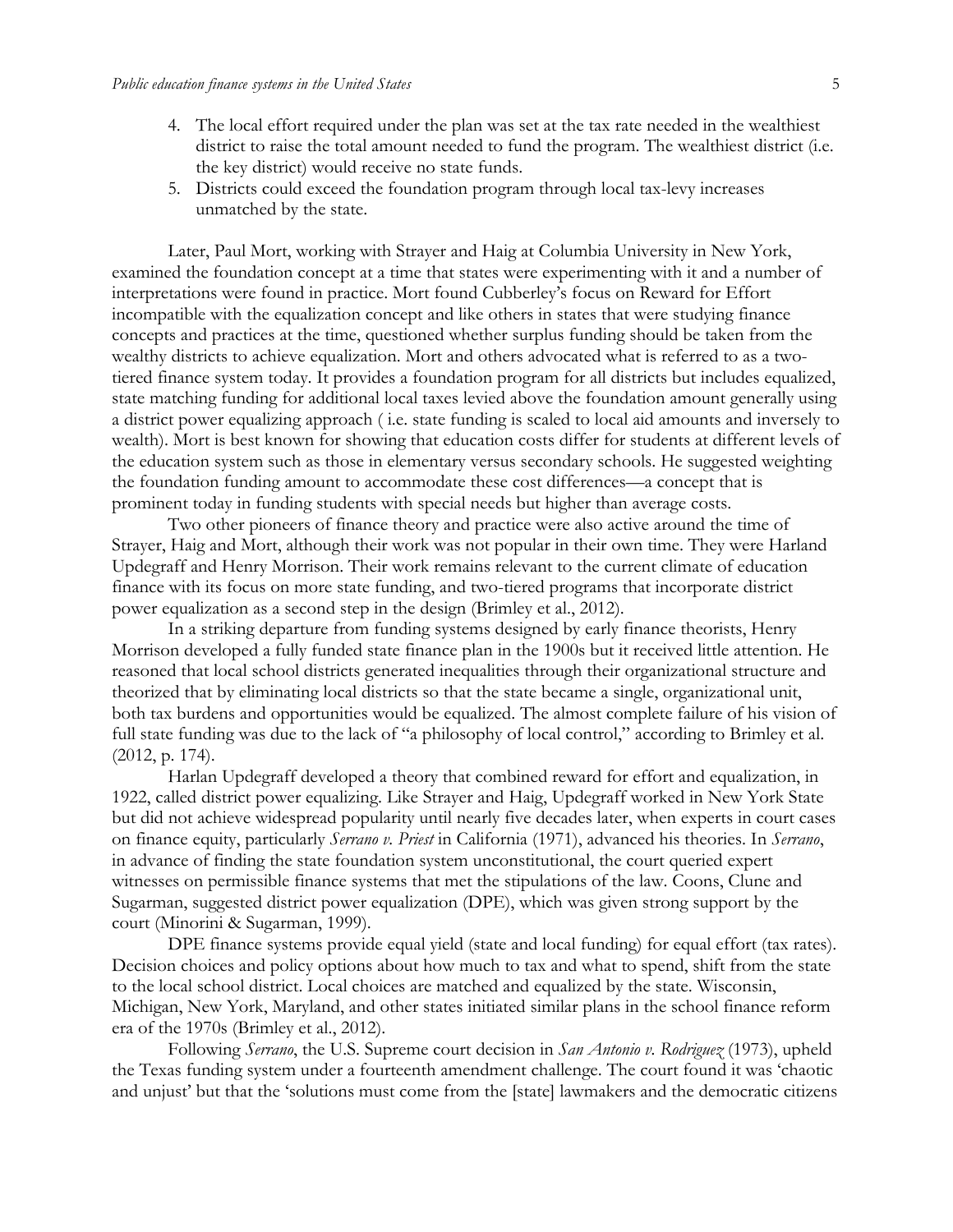4. The local effort required under the plan was set at the tax rate needed in the wealthiest district to raise the total amount needed to fund the program. The wealthiest district (i.e. the key district) would receive no state funds.
5. Districts could exceed the foundation program through local tax-levy increases unmatched by the state.

Later, Paul Mort, working with Strayer and Haig at Columbia University in New York, examined the foundation concept at a time that states were experimenting with it and a number of interpretations were found in practice. Mort found Cubberley's focus on Reward for Effort incompatible with the equalization concept and like others in states that were studying finance concepts and practices at the time, questioned whether surplus funding should be taken from the wealthy districts to achieve equalization. Mort and others advocated what is referred to as a two-tiered finance system today. It provides a foundation program for all districts but includes equalized, state matching funding for additional local taxes levied above the foundation amount generally using a district power equalizing approach ( i.e. state funding is scaled to local aid amounts and inversely to wealth). Mort is best known for showing that education costs differ for students at different levels of the education system such as those in elementary versus secondary schools. He suggested weighting the foundation funding amount to accommodate these cost differences—a concept that is prominent today in funding students with special needs but higher than average costs.

Two other pioneers of finance theory and practice were also active around the time of Strayer, Haig and Mort, although their work was not popular in their own time. They were Harland Updegraff and Henry Morrison. Their work remains relevant to the current climate of education finance with its focus on more state funding, and two-tiered programs that incorporate district power equalization as a second step in the design (Brimley et al., 2012).

In a striking departure from funding systems designed by early finance theorists, Henry Morrison developed a fully funded state finance plan in the 1900s but it received little attention. He reasoned that local school districts generated inequalities through their organizational structure and theorized that by eliminating local districts so that the state became a single, organizational unit, both tax burdens and opportunities would be equalized. The almost complete failure of his vision of full state funding was due to the lack of "a philosophy of local control," according to Brimley et al. (2012, p. 174).

Harlan Updegraff developed a theory that combined reward for effort and equalization, in 1922, called district power equalizing. Like Strayer and Haig, Updegraff worked in New York State but did not achieve widespread popularity until nearly five decades later, when experts in court cases on finance equity, particularly *Serrano v. Priest* in California (1971), advanced his theories. In *Serrano*, in advance of finding the state foundation system unconstitutional, the court queried expert witnesses on permissible finance systems that met the stipulations of the law. Coons, Clune and Sugarman, suggested district power equalization (DPE), which was given strong support by the court (Minorini & Sugarman, 1999).

DPE finance systems provide equal yield (state and local funding) for equal effort (tax rates). Decision choices and policy options about how much to tax and what to spend, shift from the state to the local school district. Local choices are matched and equalized by the state. Wisconsin, Michigan, New York, Maryland, and other states initiated similar plans in the school finance reform era of the 1970s (Brimley et al., 2012).

Following *Serrano*, the U.S. Supreme court decision in *San Antonio v. Rodriguez* (1973), upheld the Texas funding system under a fourteenth amendment challenge. The court found it was 'chaotic and unjust' but that the 'solutions must come from the [state] lawmakers and the democratic citizens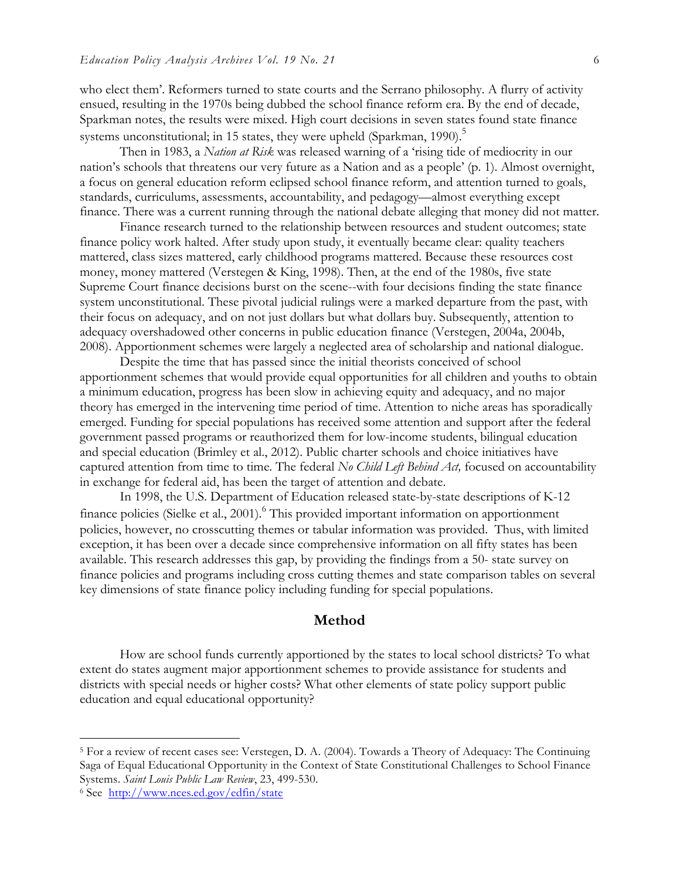who elect them'. Reformers turned to state courts and the Serrano philosophy. A flurry of activity ensued, resulting in the 1970s being dubbed the school finance reform era. By the end of decade, Sparkman notes, the results were mixed. High court decisions in seven states found state finance systems unconstitutional; in 15 states, they were upheld (Sparkman, 1990).[5]

Then in 1983, a *Nation at Risk* was released warning of a 'rising tide of mediocrity in our nation's schools that threatens our very future as a Nation and as a people' (p. 1). Almost overnight, a focus on general education reform eclipsed school finance reform, and attention turned to goals, standards, curriculums, assessments, accountability, and pedagogy—almost everything except finance. There was a current running through the national debate alleging that money did not matter.

Finance research turned to the relationship between resources and student outcomes; state finance policy work halted. After study upon study, it eventually became clear: quality teachers mattered, class sizes mattered, early childhood programs mattered. Because these resources cost money, money mattered (Verstegen & King, 1998). Then, at the end of the 1980s, five state Supreme Court finance decisions burst on the scene--with four decisions finding the state finance system unconstitutional. These pivotal judicial rulings were a marked departure from the past, with their focus on adequacy, and on not just dollars but what dollars buy. Subsequently, attention to adequacy overshadowed other concerns in public education finance (Verstegen, 2004a, 2004b, 2008). Apportionment schemes were largely a neglected area of scholarship and national dialogue.

Despite the time that has passed since the initial theorists conceived of school apportionment schemes that would provide equal opportunities for all children and youths to obtain a minimum education, progress has been slow in achieving equity and adequacy, and no major theory has emerged in the intervening time period of time. Attention to niche areas has sporadically emerged. Funding for special populations has received some attention and support after the federal government passed programs or reauthorized them for low-income students, bilingual education and special education (Brimley et al., 2012). Public charter schools and choice initiatives have captured attention from time to time. The federal *No Child Left Behind Act,* focused on accountability in exchange for federal aid, has been the target of attention and debate.

In 1998, the U.S. Department of Education released state-by-state descriptions of K-12 finance policies (Sielke et al., 2001).[6] This provided important information on apportionment policies, however, no crosscutting themes or tabular information was provided. Thus, with limited exception, it has been over a decade since comprehensive information on all fifty states has been available. This research addresses this gap, by providing the findings from a 50- state survey on finance policies and programs including cross cutting themes and state comparison tables on several key dimensions of state finance policy including funding for special populations.

## Method

How are school funds currently apportioned by the states to local school districts? To what extent do states augment major apportionment schemes to provide assistance for students and districts with special needs or higher costs? What other elements of state policy support public education and equal educational opportunity?

---

[5] For a review of recent cases see: Verstegen, D. A. (2004). Towards a Theory of Adequacy: The Continuing Saga of Equal Educational Opportunity in the Context of State Constitutional Challenges to School Finance Systems. *Saint Louis Public Law Review*, 23, 499-530.

[6] See http://www.nces.ed.gov/edfin/state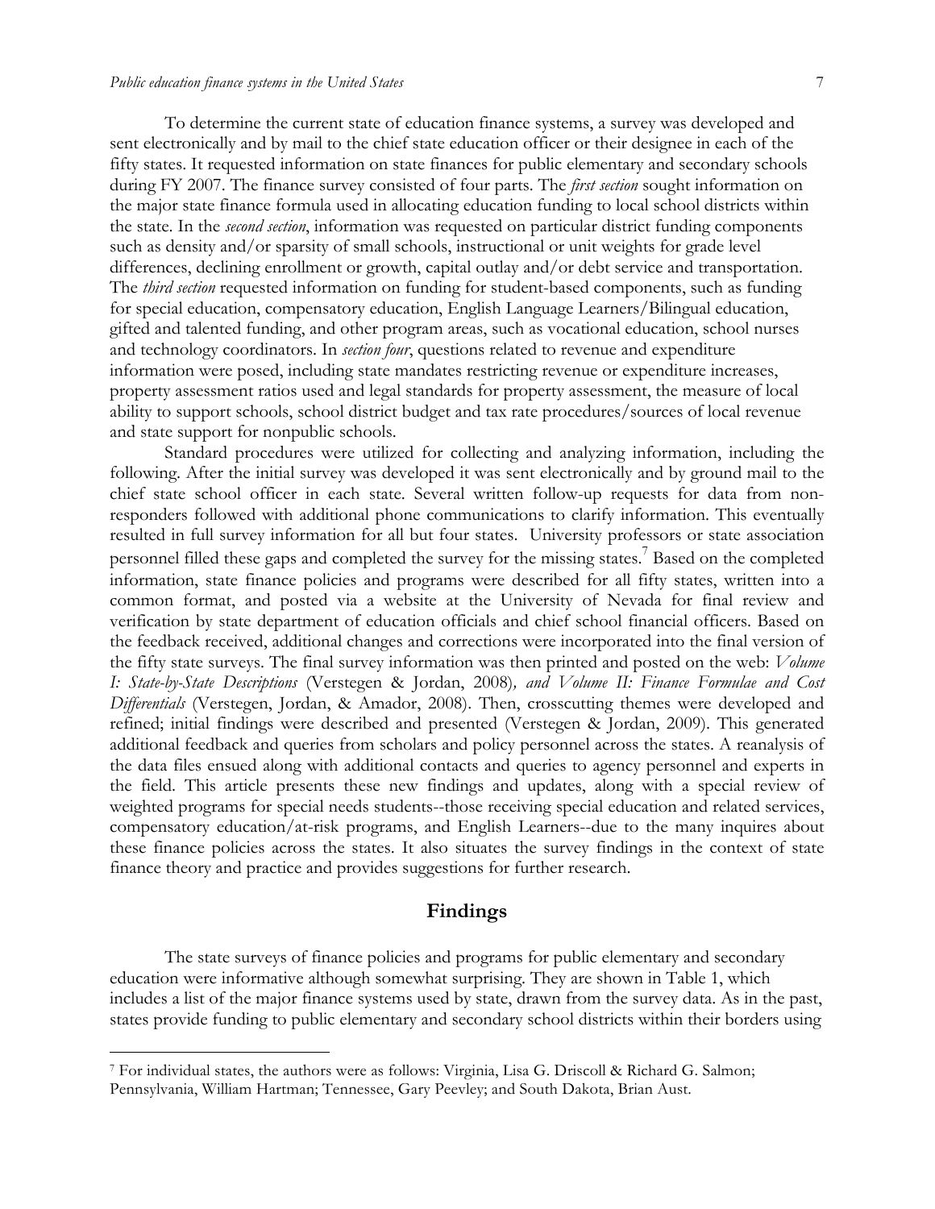To determine the current state of education finance systems, a survey was developed and sent electronically and by mail to the chief state education officer or their designee in each of the fifty states. It requested information on state finances for public elementary and secondary schools during FY 2007. The finance survey consisted of four parts. The *first section* sought information on the major state finance formula used in allocating education funding to local school districts within the state. In the *second section*, information was requested on particular district funding components such as density and/or sparsity of small schools, instructional or unit weights for grade level differences, declining enrollment or growth, capital outlay and/or debt service and transportation. The *third section* requested information on funding for student-based components, such as funding for special education, compensatory education, English Language Learners/Bilingual education, gifted and talented funding, and other program areas, such as vocational education, school nurses and technology coordinators. In *section four*, questions related to revenue and expenditure information were posed, including state mandates restricting revenue or expenditure increases, property assessment ratios used and legal standards for property assessment, the measure of local ability to support schools, school district budget and tax rate procedures/sources of local revenue and state support for nonpublic schools.

Standard procedures were utilized for collecting and analyzing information, including the following. After the initial survey was developed it was sent electronically and by ground mail to the chief state school officer in each state. Several written follow-up requests for data from non-responders followed with additional phone communications to clarify information. This eventually resulted in full survey information for all but four states. University professors or state association personnel filled these gaps and completed the survey for the missing states.[7] Based on the completed information, state finance policies and programs were described for all fifty states, written into a common format, and posted via a website at the University of Nevada for final review and verification by state department of education officials and chief school financial officers. Based on the feedback received, additional changes and corrections were incorporated into the final version of the fifty state surveys. The final survey information was then printed and posted on the web: *Volume I: State-by-State Descriptions* (Verstegen & Jordan, 2008)*, and Volume II: Finance Formulae and Cost Differentials* (Verstegen, Jordan, & Amador, 2008). Then, crosscutting themes were developed and refined; initial findings were described and presented (Verstegen & Jordan, 2009). This generated additional feedback and queries from scholars and policy personnel across the states. A reanalysis of the data files ensued along with additional contacts and queries to agency personnel and experts in the field. This article presents these new findings and updates, along with a special review of weighted programs for special needs students--those receiving special education and related services, compensatory education/at-risk programs, and English Learners--due to the many inquires about these finance policies across the states. It also situates the survey findings in the context of state finance theory and practice and provides suggestions for further research.

## Findings

The state surveys of finance policies and programs for public elementary and secondary education were informative although somewhat surprising. They are shown in Table 1, which includes a list of the major finance systems used by state, drawn from the survey data. As in the past, states provide funding to public elementary and secondary school districts within their borders using

---

[7] For individual states, the authors were as follows: Virginia, Lisa G. Driscoll & Richard G. Salmon; Pennsylvania, William Hartman; Tennessee, Gary Peevley; and South Dakota, Brian Aust.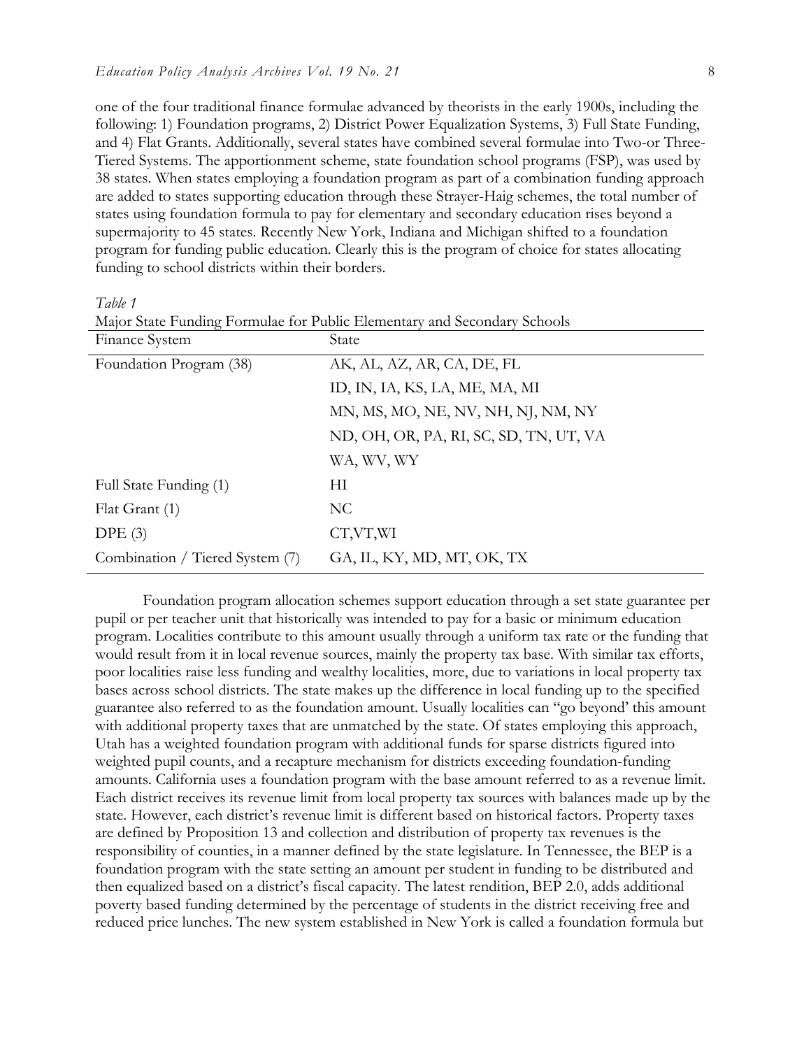one of the four traditional finance formulae advanced by theorists in the early 1900s, including the following: 1) Foundation programs, 2) District Power Equalization Systems, 3) Full State Funding, and 4) Flat Grants. Additionally, several states have combined several formulae into Two-or Three-Tiered Systems. The apportionment scheme, state foundation school programs (FSP), was used by 38 states. When states employing a foundation program as part of a combination funding approach are added to states supporting education through these Strayer-Haig schemes, the total number of states using foundation formula to pay for elementary and secondary education rises beyond a supermajority to 45 states. Recently New York, Indiana and Michigan shifted to a foundation program for funding public education. Clearly this is the program of choice for states allocating funding to school districts within their borders.

*Table 1*

Major State Funding Formulae for Public Elementary and Secondary Schools

| Finance System | State |
| --- | --- |
| Foundation Program (38) | AK, AL, AZ, AR, CA, DE, FL |
| | ID, IN, IA, KS, LA, ME, MA, MI |
| | MN, MS, MO, NE, NV, NH, NJ, NM, NY |
| | ND, OH, OR, PA, RI, SC, SD, TN, UT, VA |
| | WA, WV, WY |
| Full State Funding (1) | HI |
| Flat Grant (1) | NC |
| DPE (3) | CT,VT,WI |
| Combination / Tiered System (7) | GA, IL, KY, MD, MT, OK, TX |

Foundation program allocation schemes support education through a set state guarantee per pupil or per teacher unit that historically was intended to pay for a basic or minimum education program. Localities contribute to this amount usually through a uniform tax rate or the funding that would result from it in local revenue sources, mainly the property tax base. With similar tax efforts, poor localities raise less funding and wealthy localities, more, due to variations in local property tax bases across school districts. The state makes up the difference in local funding up to the specified guarantee also referred to as the foundation amount. Usually localities can "go beyond' this amount with additional property taxes that are unmatched by the state. Of states employing this approach, Utah has a weighted foundation program with additional funds for sparse districts figured into weighted pupil counts, and a recapture mechanism for districts exceeding foundation-funding amounts. California uses a foundation program with the base amount referred to as a revenue limit. Each district receives its revenue limit from local property tax sources with balances made up by the state. However, each district's revenue limit is different based on historical factors. Property taxes are defined by Proposition 13 and collection and distribution of property tax revenues is the responsibility of counties, in a manner defined by the state legislature. In Tennessee, the BEP is a foundation program with the state setting an amount per student in funding to be distributed and then equalized based on a district's fiscal capacity. The latest rendition, BEP 2.0, adds additional poverty based funding determined by the percentage of students in the district receiving free and reduced price lunches. The new system established in New York is called a foundation formula but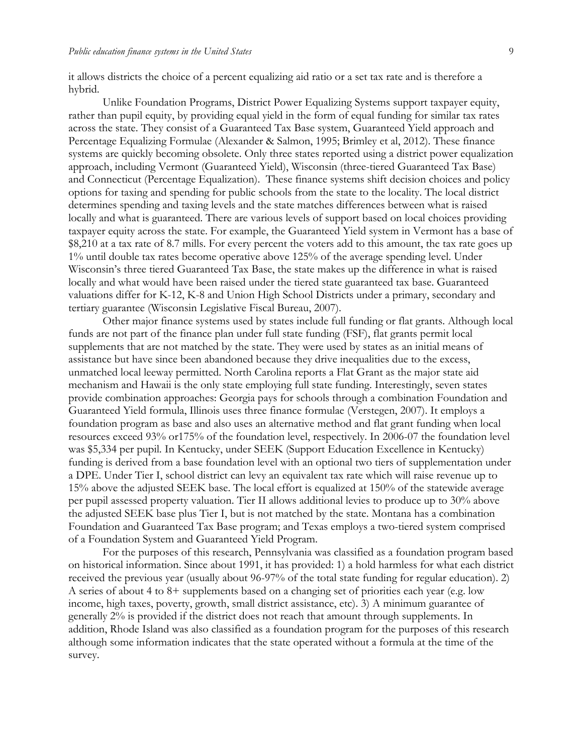it allows districts the choice of a percent equalizing aid ratio or a set tax rate and is therefore a hybrid.

Unlike Foundation Programs, District Power Equalizing Systems support taxpayer equity, rather than pupil equity, by providing equal yield in the form of equal funding for similar tax rates across the state. They consist of a Guaranteed Tax Base system, Guaranteed Yield approach and Percentage Equalizing Formulae (Alexander & Salmon, 1995; Brimley et al, 2012). These finance systems are quickly becoming obsolete. Only three states reported using a district power equalization approach, including Vermont (Guaranteed Yield), Wisconsin (three-tiered Guaranteed Tax Base) and Connecticut (Percentage Equalization). These finance systems shift decision choices and policy options for taxing and spending for public schools from the state to the locality. The local district determines spending and taxing levels and the state matches differences between what is raised locally and what is guaranteed. There are various levels of support based on local choices providing taxpayer equity across the state. For example, the Guaranteed Yield system in Vermont has a base of $8,210 at a tax rate of 8.7 mills. For every percent the voters add to this amount, the tax rate goes up 1% until double tax rates become operative above 125% of the average spending level. Under Wisconsin's three tiered Guaranteed Tax Base, the state makes up the difference in what is raised locally and what would have been raised under the tiered state guaranteed tax base. Guaranteed valuations differ for K-12, K-8 and Union High School Districts under a primary, secondary and tertiary guarantee (Wisconsin Legislative Fiscal Bureau, 2007).

Other major finance systems used by states include full funding or flat grants. Although local funds are not part of the finance plan under full state funding (FSF), flat grants permit local supplements that are not matched by the state. They were used by states as an initial means of assistance but have since been abandoned because they drive inequalities due to the excess, unmatched local leeway permitted. North Carolina reports a Flat Grant as the major state aid mechanism and Hawaii is the only state employing full state funding. Interestingly, seven states provide combination approaches: Georgia pays for schools through a combination Foundation and Guaranteed Yield formula, Illinois uses three finance formulae (Verstegen, 2007). It employs a foundation program as base and also uses an alternative method and flat grant funding when local resources exceed 93% or175% of the foundation level, respectively. In 2006-07 the foundation level was $5,334 per pupil. In Kentucky, under SEEK (Support Education Excellence in Kentucky) funding is derived from a base foundation level with an optional two tiers of supplementation under a DPE. Under Tier I, school district can levy an equivalent tax rate which will raise revenue up to 15% above the adjusted SEEK base. The local effort is equalized at 150% of the statewide average per pupil assessed property valuation. Tier II allows additional levies to produce up to 30% above the adjusted SEEK base plus Tier I, but is not matched by the state. Montana has a combination Foundation and Guaranteed Tax Base program; and Texas employs a two-tiered system comprised of a Foundation System and Guaranteed Yield Program.

For the purposes of this research, Pennsylvania was classified as a foundation program based on historical information. Since about 1991, it has provided: 1) a hold harmless for what each district received the previous year (usually about 96-97% of the total state funding for regular education). 2) A series of about 4 to 8+ supplements based on a changing set of priorities each year (e.g. low income, high taxes, poverty, growth, small district assistance, etc). 3) A minimum guarantee of generally 2% is provided if the district does not reach that amount through supplements. In addition, Rhode Island was also classified as a foundation program for the purposes of this research although some information indicates that the state operated without a formula at the time of the survey.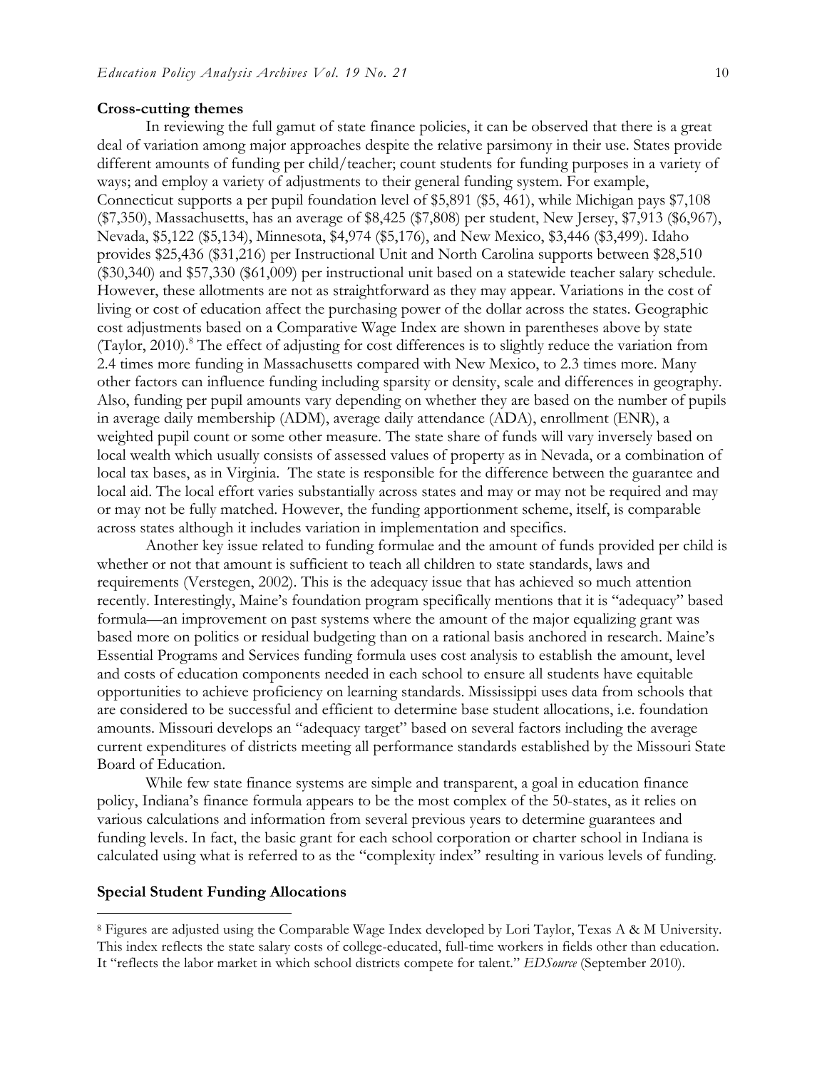**Cross-cutting themes**

In reviewing the full gamut of state finance policies, it can be observed that there is a great deal of variation among major approaches despite the relative parsimony in their use. States provide different amounts of funding per child/teacher; count students for funding purposes in a variety of ways; and employ a variety of adjustments to their general funding system. For example, Connecticut supports a per pupil foundation level of $5,891 ($5, 461), while Michigan pays $7,108 ($7,350), Massachusetts, has an average of $8,425 ($7,808) per student, New Jersey, $7,913 ($6,967), Nevada, $5,122 ($5,134), Minnesota, $4,974 ($5,176), and New Mexico, $3,446 ($3,499). Idaho provides $25,436 ($31,216) per Instructional Unit and North Carolina supports between $28,510 ($30,340) and $57,330 ($61,009) per instructional unit based on a statewide teacher salary schedule. However, these allotments are not as straightforward as they may appear. Variations in the cost of living or cost of education affect the purchasing power of the dollar across the states. Geographic cost adjustments based on a Comparative Wage Index are shown in parentheses above by state (Taylor, 2010).[8] The effect of adjusting for cost differences is to slightly reduce the variation from 2.4 times more funding in Massachusetts compared with New Mexico, to 2.3 times more. Many other factors can influence funding including sparsity or density, scale and differences in geography. Also, funding per pupil amounts vary depending on whether they are based on the number of pupils in average daily membership (ADM), average daily attendance (ADA), enrollment (ENR), a weighted pupil count or some other measure. The state share of funds will vary inversely based on local wealth which usually consists of assessed values of property as in Nevada, or a combination of local tax bases, as in Virginia. The state is responsible for the difference between the guarantee and local aid. The local effort varies substantially across states and may or may not be required and may or may not be fully matched. However, the funding apportionment scheme, itself, is comparable across states although it includes variation in implementation and specifics.

Another key issue related to funding formulae and the amount of funds provided per child is whether or not that amount is sufficient to teach all children to state standards, laws and requirements (Verstegen, 2002). This is the adequacy issue that has achieved so much attention recently. Interestingly, Maine's foundation program specifically mentions that it is "adequacy" based formula—an improvement on past systems where the amount of the major equalizing grant was based more on politics or residual budgeting than on a rational basis anchored in research. Maine's Essential Programs and Services funding formula uses cost analysis to establish the amount, level and costs of education components needed in each school to ensure all students have equitable opportunities to achieve proficiency on learning standards. Mississippi uses data from schools that are considered to be successful and efficient to determine base student allocations, i.e. foundation amounts. Missouri develops an "adequacy target" based on several factors including the average current expenditures of districts meeting all performance standards established by the Missouri State Board of Education.

While few state finance systems are simple and transparent, a goal in education finance policy, Indiana's finance formula appears to be the most complex of the 50-states, as it relies on various calculations and information from several previous years to determine guarantees and funding levels. In fact, the basic grant for each school corporation or charter school in Indiana is calculated using what is referred to as the "complexity index" resulting in various levels of funding.

**Special Student Funding Allocations**

---

[8] Figures are adjusted using the Comparable Wage Index developed by Lori Taylor, Texas A & M University. This index reflects the state salary costs of college-educated, full-time workers in fields other than education. It "reflects the labor market in which school districts compete for talent." *EDSource* (September 2010).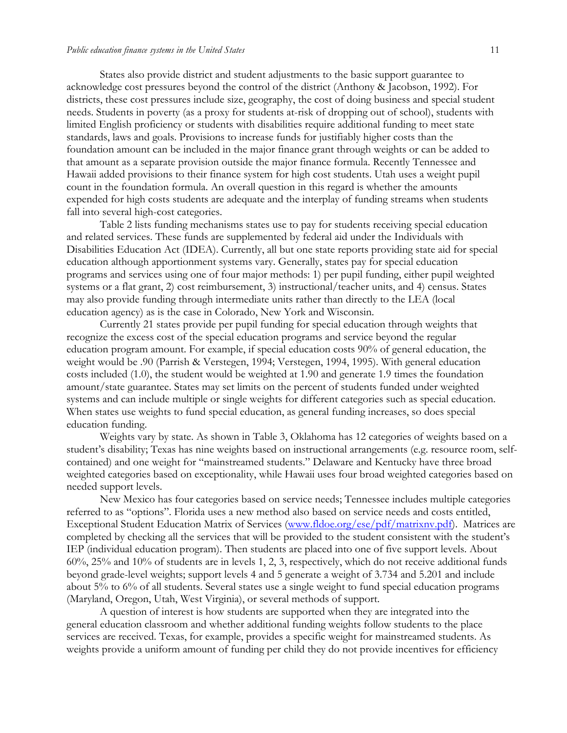States also provide district and student adjustments to the basic support guarantee to acknowledge cost pressures beyond the control of the district (Anthony & Jacobson, 1992). For districts, these cost pressures include size, geography, the cost of doing business and special student needs. Students in poverty (as a proxy for students at-risk of dropping out of school), students with limited English proficiency or students with disabilities require additional funding to meet state standards, laws and goals. Provisions to increase funds for justifiably higher costs than the foundation amount can be included in the major finance grant through weights or can be added to that amount as a separate provision outside the major finance formula. Recently Tennessee and Hawaii added provisions to their finance system for high cost students. Utah uses a weight pupil count in the foundation formula. An overall question in this regard is whether the amounts expended for high costs students are adequate and the interplay of funding streams when students fall into several high-cost categories.

Table 2 lists funding mechanisms states use to pay for students receiving special education and related services. These funds are supplemented by federal aid under the Individuals with Disabilities Education Act (IDEA). Currently, all but one state reports providing state aid for special education although apportionment systems vary. Generally, states pay for special education programs and services using one of four major methods: 1) per pupil funding, either pupil weighted systems or a flat grant, 2) cost reimbursement, 3) instructional/teacher units, and 4) census. States may also provide funding through intermediate units rather than directly to the LEA (local education agency) as is the case in Colorado, New York and Wisconsin.

Currently 21 states provide per pupil funding for special education through weights that recognize the excess cost of the special education programs and service beyond the regular education program amount. For example, if special education costs 90% of general education, the weight would be .90 (Parrish & Verstegen, 1994; Verstegen, 1994, 1995). With general education costs included (1.0), the student would be weighted at 1.90 and generate 1.9 times the foundation amount/state guarantee. States may set limits on the percent of students funded under weighted systems and can include multiple or single weights for different categories such as special education. When states use weights to fund special education, as general funding increases, so does special education funding.

Weights vary by state. As shown in Table 3, Oklahoma has 12 categories of weights based on a student's disability; Texas has nine weights based on instructional arrangements (e.g. resource room, self-contained) and one weight for "mainstreamed students." Delaware and Kentucky have three broad weighted categories based on exceptionality, while Hawaii uses four broad weighted categories based on needed support levels.

New Mexico has four categories based on service needs; Tennessee includes multiple categories referred to as "options". Florida uses a new method also based on service needs and costs entitled, Exceptional Student Education Matrix of Services (www.fldoe.org/ese/pdf/matrixnv.pdf). Matrices are completed by checking all the services that will be provided to the student consistent with the student's IEP (individual education program). Then students are placed into one of five support levels. About 60%, 25% and 10% of students are in levels 1, 2, 3, respectively, which do not receive additional funds beyond grade-level weights; support levels 4 and 5 generate a weight of 3.734 and 5.201 and include about 5% to 6% of all students. Several states use a single weight to fund special education programs (Maryland, Oregon, Utah, West Virginia), or several methods of support.

A question of interest is how students are supported when they are integrated into the general education classroom and whether additional funding weights follow students to the place services are received. Texas, for example, provides a specific weight for mainstreamed students. As weights provide a uniform amount of funding per child they do not provide incentives for efficiency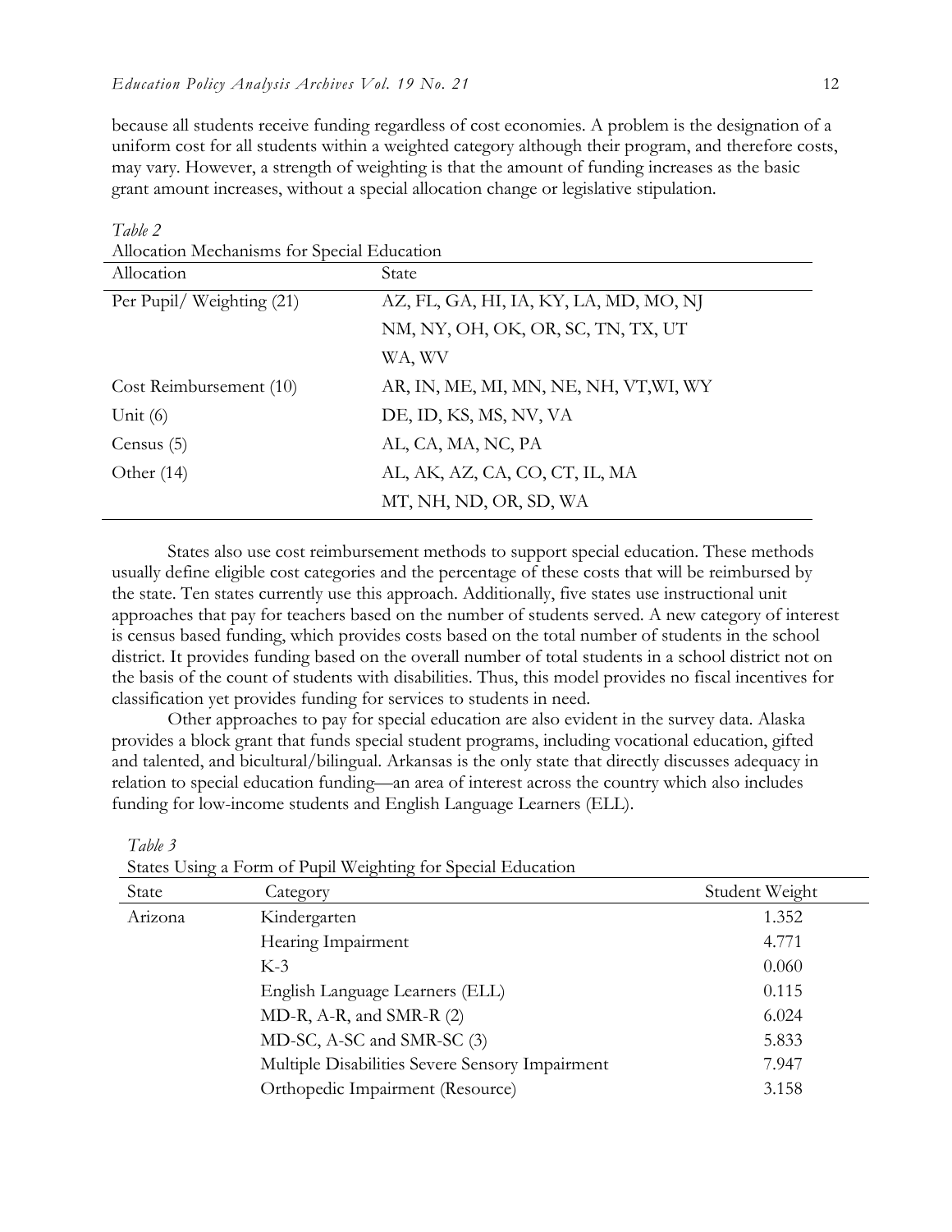because all students receive funding regardless of cost economies. A problem is the designation of a uniform cost for all students within a weighted category although their program, and therefore costs, may vary. However, a strength of weighting is that the amount of funding increases as the basic grant amount increases, without a special allocation change or legislative stipulation.

*Table 2*
Allocation Mechanisms for Special Education

| Allocation | State |
|---|---|
| Per Pupil/ Weighting (21) | AZ, FL, GA, HI, IA, KY, LA, MD, MO, NJ |
| | NM, NY, OH, OK, OR, SC, TN, TX, UT |
| | WA, WV |
| Cost Reimbursement (10) | AR, IN, ME, MI, MN, NE, NH, VT,WI, WY |
| Unit (6) | DE, ID, KS, MS, NV, VA |
| Census (5) | AL, CA, MA, NC, PA |
| Other (14) | AL, AK, AZ, CA, CO, CT, IL, MA |
| | MT, NH, ND, OR, SD, WA |

States also use cost reimbursement methods to support special education. These methods usually define eligible cost categories and the percentage of these costs that will be reimbursed by the state. Ten states currently use this approach. Additionally, five states use instructional unit approaches that pay for teachers based on the number of students served. A new category of interest is census based funding, which provides costs based on the total number of students in the school district. It provides funding based on the overall number of total students in a school district not on the basis of the count of students with disabilities. Thus, this model provides no fiscal incentives for classification yet provides funding for services to students in need.

Other approaches to pay for special education are also evident in the survey data. Alaska provides a block grant that funds special student programs, including vocational education, gifted and talented, and bicultural/bilingual. Arkansas is the only state that directly discusses adequacy in relation to special education funding—an area of interest across the country which also includes funding for low-income students and English Language Learners (ELL).

*Table 3*
States Using a Form of Pupil Weighting for Special Education

| State | Category | Student Weight |
|---|---|---|
| Arizona | Kindergarten | 1.352 |
| | Hearing Impairment | 4.771 |
| | K-3 | 0.060 |
| | English Language Learners (ELL) | 0.115 |
| | MD-R, A-R, and SMR-R (2) | 6.024 |
| | MD-SC, A-SC and SMR-SC (3) | 5.833 |
| | Multiple Disabilities Severe Sensory Impairment | 7.947 |
| | Orthopedic Impairment (Resource) | 3.158 |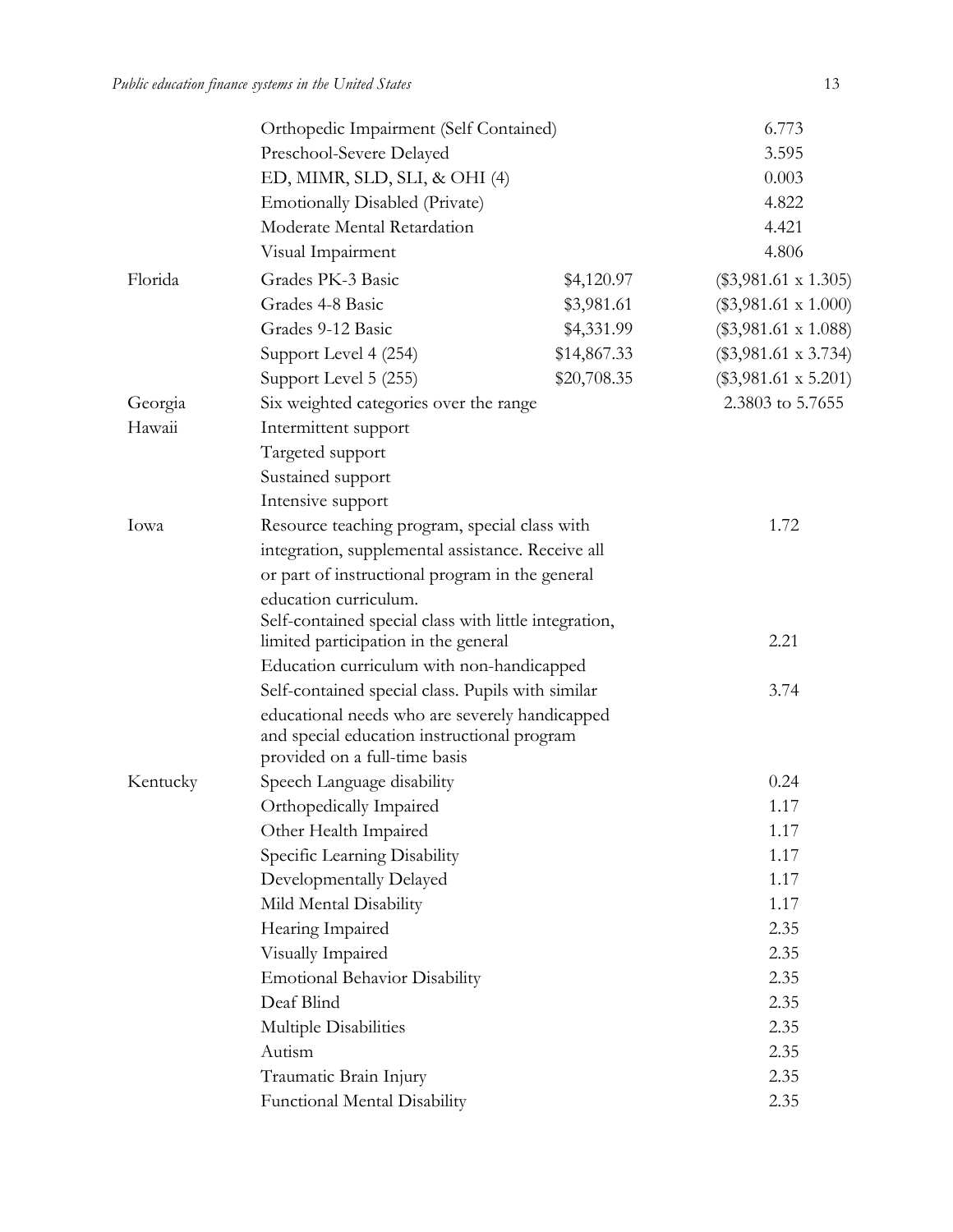| | | | |
|---|---|---|---|
| | Orthopedic Impairment (Self Contained) | | 6.773 |
| | Preschool-Severe Delayed | | 3.595 |
| | ED, MIMR, SLD, SLI, & OHI (4) | | 0.003 |
| | Emotionally Disabled (Private) | | 4.822 |
| | Moderate Mental Retardation | | 4.421 |
| | Visual Impairment | | 4.806 |
| Florida | Grades PK-3 Basic | $4,120.97 | ($3,981.61 x 1.305) |
| | Grades 4-8 Basic | $3,981.61 | ($3,981.61 x 1.000) |
| | Grades 9-12 Basic | $4,331.99 | ($3,981.61 x 1.088) |
| | Support Level 4 (254) | $14,867.33 | ($3,981.61 x 3.734) |
| | Support Level 5 (255) | $20,708.35 | ($3,981.61 x 5.201) |
| Georgia | Six weighted categories over the range | | 2.3803 to 5.7655 |
| Hawaii | Intermittent support | | |
| | Targeted support | | |
| | Sustained support | | |
| | Intensive support | | |
| Iowa | Resource teaching program, special class with integration, supplemental assistance. Receive all or part of instructional program in the general education curriculum. | | 1.72 |
| | Self-contained special class with little integration, limited participation in the general Education curriculum with non-handicapped | | 2.21 |
| | Self-contained special class. Pupils with similar educational needs who are severely handicapped and special education instructional program provided on a full-time basis | | 3.74 |
| Kentucky | Speech Language disability | | 0.24 |
| | Orthopedically Impaired | | 1.17 |
| | Other Health Impaired | | 1.17 |
| | Specific Learning Disability | | 1.17 |
| | Developmentally Delayed | | 1.17 |
| | Mild Mental Disability | | 1.17 |
| | Hearing Impaired | | 2.35 |
| | Visually Impaired | | 2.35 |
| | Emotional Behavior Disability | | 2.35 |
| | Deaf Blind | | 2.35 |
| | Multiple Disabilities | | 2.35 |
| | Autism | | 2.35 |
| | Traumatic Brain Injury | | 2.35 |
| | Functional Mental Disability | | 2.35 |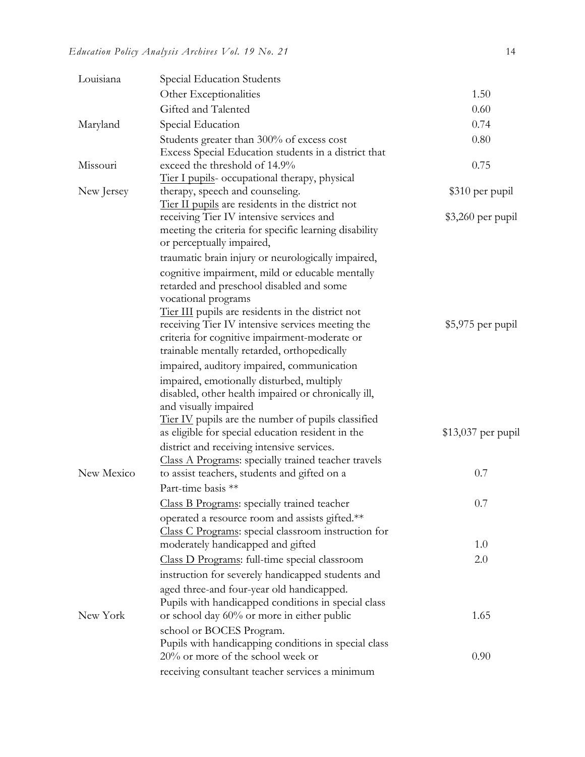| | | |
|---|---|---|
| Louisiana | Special Education Students | |
| | Other Exceptionalities | 1.50 |
| | Gifted and Talented | 0.60 |
| Maryland | Special Education | 0.74 |
| | Students greater than 300% of excess cost | 0.80 |
| Missouri | Excess Special Education students in a district that exceed the threshold of 14.9% | 0.75 |
| New Jersey | <u>Tier I pupils</u>- occupational therapy, physical therapy, speech and counseling. | \$310 per pupil |
| | <u>Tier II pupils</u> are residents in the district not receiving Tier IV intensive services and meeting the criteria for specific learning disability or perceptually impaired, traumatic brain injury or neurologically impaired, cognitive impairment, mild or educable mentally retarded and preschool disabled and some vocational programs | \$3,260 per pupil |
| | <u>Tier III</u> pupils are residents in the district not receiving Tier IV intensive services meeting the criteria for cognitive impairment-moderate or trainable mentally retarded, orthopedically impaired, auditory impaired, communication impaired, emotionally disturbed, multiply disabled, other health impaired or chronically ill, and visually impaired | \$5,975 per pupil |
| | <u>Tier IV</u> pupils are the number of pupils classified as eligible for special education resident in the district and receiving intensive services. | \$13,037 per pupil |
| New Mexico | <u>Class A Programs</u>: specially trained teacher travels to assist teachers, students and gifted on a Part-time basis ** | 0.7 |
| | <u>Class B Programs</u>: specially trained teacher operated a resource room and assists gifted.** | 0.7 |
| | <u>Class C Programs</u>: special classroom instruction for moderately handicapped and gifted | 1.0 |
| | <u>Class D Programs</u>: full-time special classroom instruction for severely handicapped students and aged three-and four-year old handicapped. | 2.0 |
| New York | Pupils with handicapped conditions in special class or school day 60% or more in either public school or BOCES Program. | 1.65 |
| | Pupils with handicapping conditions in special class 20% or more of the school week or receiving consultant teacher services a minimum | 0.90 |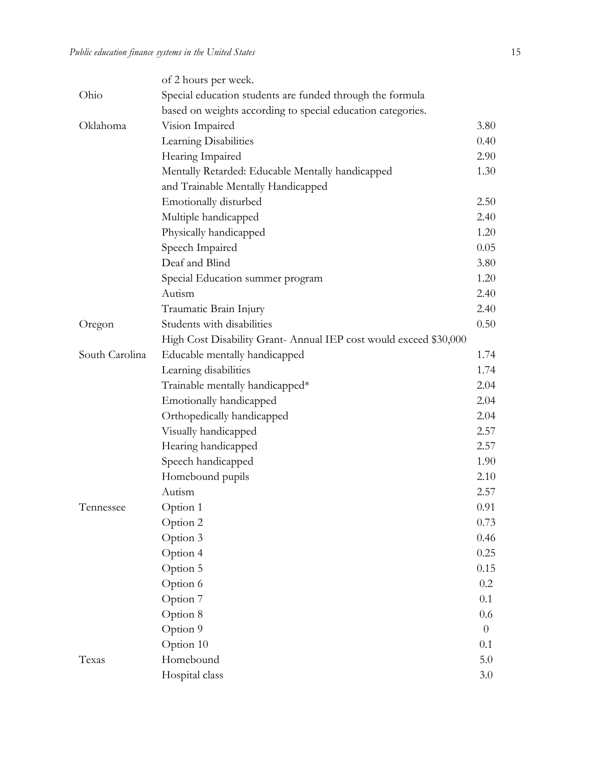| | | |
|---|---|---|
| | of 2 hours per week. | |
| Ohio | Special education students are funded through the formula based on weights according to special education categories. | |
| Oklahoma | Vision Impaired | 3.80 |
| | Learning Disabilities | 0.40 |
| | Hearing Impaired | 2.90 |
| | Mentally Retarded: Educable Mentally handicapped and Trainable Mentally Handicapped | 1.30 |
| | Emotionally disturbed | 2.50 |
| | Multiple handicapped | 2.40 |
| | Physically handicapped | 1.20 |
| | Speech Impaired | 0.05 |
| | Deaf and Blind | 3.80 |
| | Special Education summer program | 1.20 |
| | Autism | 2.40 |
| | Traumatic Brain Injury | 2.40 |
| Oregon | Students with disabilities | 0.50 |
| | High Cost Disability Grant- Annual IEP cost would exceed $30,000 | |
| South Carolina | Educable mentally handicapped | 1.74 |
| | Learning disabilities | 1.74 |
| | Trainable mentally handicapped* | 2.04 |
| | Emotionally handicapped | 2.04 |
| | Orthopedically handicapped | 2.04 |
| | Visually handicapped | 2.57 |
| | Hearing handicapped | 2.57 |
| | Speech handicapped | 1.90 |
| | Homebound pupils | 2.10 |
| | Autism | 2.57 |
| Tennessee | Option 1 | 0.91 |
| | Option 2 | 0.73 |
| | Option 3 | 0.46 |
| | Option 4 | 0.25 |
| | Option 5 | 0.15 |
| | Option 6 | 0.2 |
| | Option 7 | 0.1 |
| | Option 8 | 0.6 |
| | Option 9 | 0 |
| | Option 10 | 0.1 |
| Texas | Homebound | 5.0 |
| | Hospital class | 3.0 |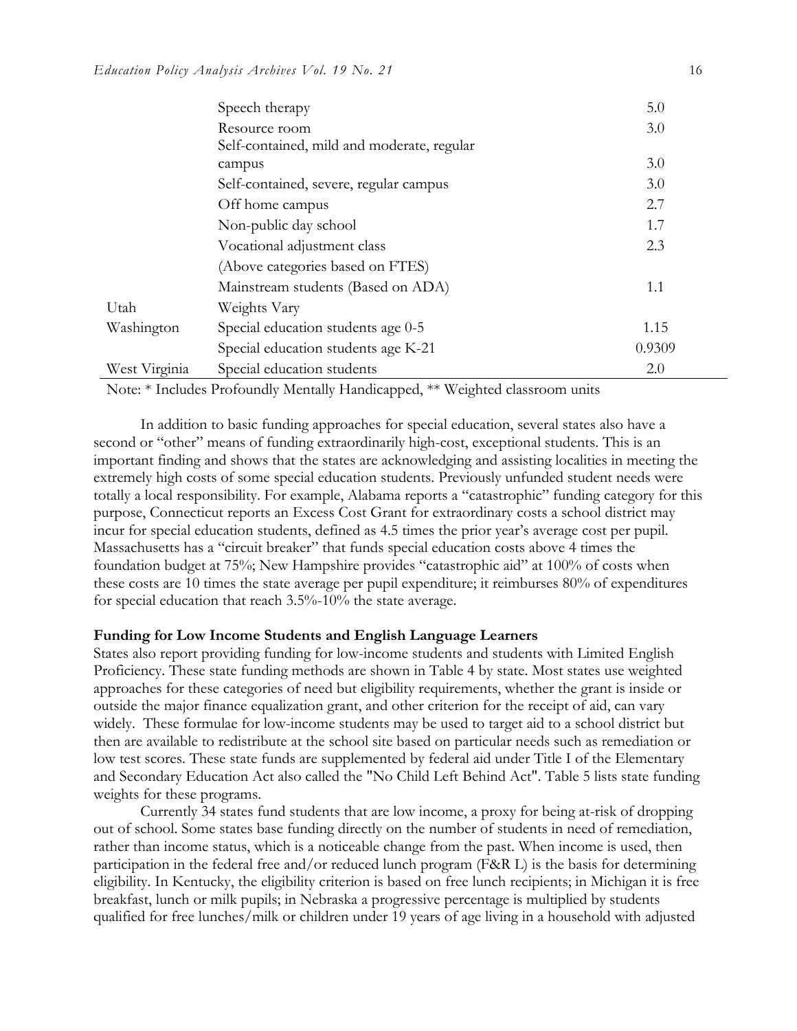| | | |
|---|---|---|
| | Speech therapy | 5.0 |
| | Resource room | 3.0 |
| | Self-contained, mild and moderate, regular campus | 3.0 |
| | Self-contained, severe, regular campus | 3.0 |
| | Off home campus | 2.7 |
| | Non-public day school | 1.7 |
| | Vocational adjustment class | 2.3 |
| | (Above categories based on FTES) | |
| | Mainstream students (Based on ADA) | 1.1 |
| Utah | Weights Vary | |
| Washington | Special education students age 0-5 | 1.15 |
| | Special education students age K-21 | 0.9309 |
| West Virginia | Special education students | 2.0 |

Note: * Includes Profoundly Mentally Handicapped, ** Weighted classroom units

In addition to basic funding approaches for special education, several states also have a second or "other" means of funding extraordinarily high-cost, exceptional students. This is an important finding and shows that the states are acknowledging and assisting localities in meeting the extremely high costs of some special education students. Previously unfunded student needs were totally a local responsibility. For example, Alabama reports a "catastrophic" funding category for this purpose, Connecticut reports an Excess Cost Grant for extraordinary costs a school district may incur for special education students, defined as 4.5 times the prior year's average cost per pupil. Massachusetts has a "circuit breaker" that funds special education costs above 4 times the foundation budget at 75%; New Hampshire provides "catastrophic aid" at 100% of costs when these costs are 10 times the state average per pupil expenditure; it reimburses 80% of expenditures for special education that reach 3.5%-10% the state average.

**Funding for Low Income Students and English Language Learners**

States also report providing funding for low-income students and students with Limited English Proficiency. These state funding methods are shown in Table 4 by state. Most states use weighted approaches for these categories of need but eligibility requirements, whether the grant is inside or outside the major finance equalization grant, and other criterion for the receipt of aid, can vary widely. These formulae for low-income students may be used to target aid to a school district but then are available to redistribute at the school site based on particular needs such as remediation or low test scores. These state funds are supplemented by federal aid under Title I of the Elementary and Secondary Education Act also called the "No Child Left Behind Act". Table 5 lists state funding weights for these programs.

Currently 34 states fund students that are low income, a proxy for being at-risk of dropping out of school. Some states base funding directly on the number of students in need of remediation, rather than income status, which is a noticeable change from the past. When income is used, then participation in the federal free and/or reduced lunch program (F&R L) is the basis for determining eligibility. In Kentucky, the eligibility criterion is based on free lunch recipients; in Michigan it is free breakfast, lunch or milk pupils; in Nebraska a progressive percentage is multiplied by students qualified for free lunches/milk or children under 19 years of age living in a household with adjusted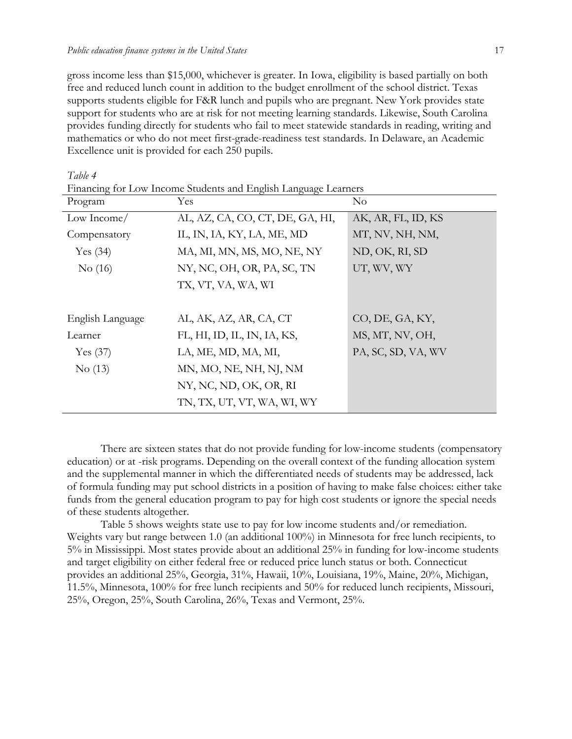gross income less than $15,000, whichever is greater. In Iowa, eligibility is based partially on both free and reduced lunch count in addition to the budget enrollment of the school district. Texas supports students eligible for F&R lunch and pupils who are pregnant. New York provides state support for students who are at risk for not meeting learning standards. Likewise, South Carolina provides funding directly for students who fail to meet statewide standards in reading, writing and mathematics or who do not meet first-grade-readiness test standards. In Delaware, an Academic Excellence unit is provided for each 250 pupils.

*Table 4*

Financing for Low Income Students and English Language Learners

| Program | Yes | No |
|---|---|---|
| Low Income/ Compensatory Yes (34) No (16) | AL, AZ, CA, CO, CT, DE, GA, HI, IL, IN, IA, KY, LA, ME, MD MA, MI, MN, MS, MO, NE, NY NY, NC, OH, OR, PA, SC, TN TX, VT, VA, WA, WI | AK, AR, FL, ID, KS MT, NV, NH, NM, ND, OK, RI, SD UT, WV, WY |
| English Language Learner Yes (37) No (13) | AL, AK, AZ, AR, CA, CT FL, HI, ID, IL, IN, IA, KS, LA, ME, MD, MA, MI, MN, MO, NE, NH, NJ, NM NY, NC, ND, OK, OR, RI TN, TX, UT, VT, WA, WI, WY | CO, DE, GA, KY, MS, MT, NV, OH, PA, SC, SD, VA, WV |

There are sixteen states that do not provide funding for low-income students (compensatory education) or at -risk programs. Depending on the overall context of the funding allocation system and the supplemental manner in which the differentiated needs of students may be addressed, lack of formula funding may put school districts in a position of having to make false choices: either take funds from the general education program to pay for high cost students or ignore the special needs of these students altogether.

Table 5 shows weights state use to pay for low income students and/or remediation. Weights vary but range between 1.0 (an additional 100%) in Minnesota for free lunch recipients, to 5% in Mississippi. Most states provide about an additional 25% in funding for low-income students and target eligibility on either federal free or reduced price lunch status or both. Connecticut provides an additional 25%, Georgia, 31%, Hawaii, 10%, Louisiana, 19%, Maine, 20%, Michigan, 11.5%, Minnesota, 100% for free lunch recipients and 50% for reduced lunch recipients, Missouri, 25%, Oregon, 25%, South Carolina, 26%, Texas and Vermont, 25%.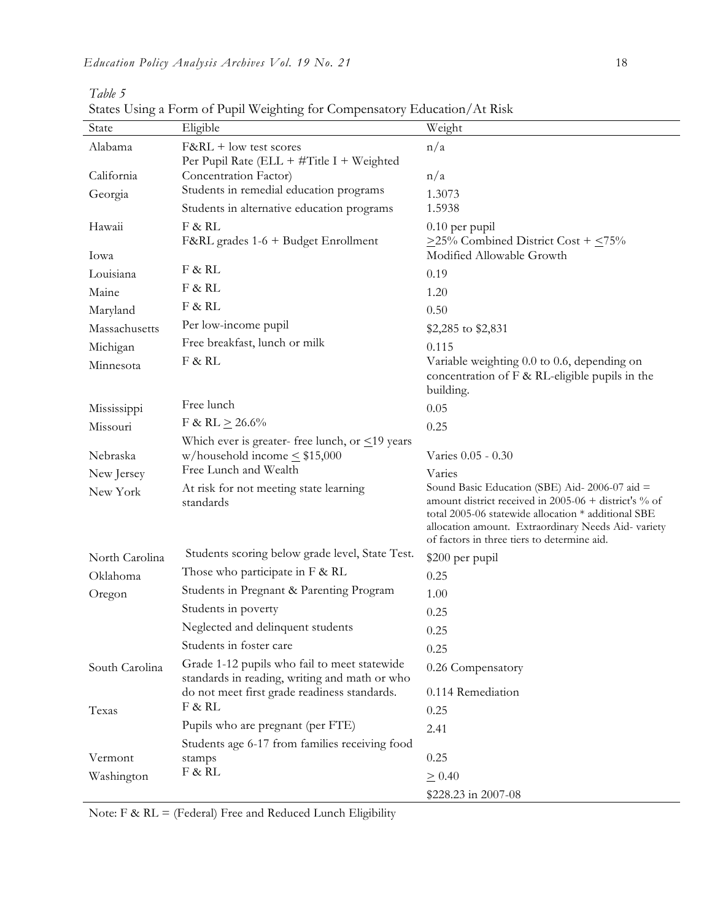*Table 5*

States Using a Form of Pupil Weighting for Compensatory Education/At Risk

| State | Eligible | Weight |
|---|---|---|
| Alabama | F&RL + low test scores | n/a |
| California | Per Pupil Rate (ELL + #Title I + Weighted Concentration Factor) | n/a |
| Georgia | Students in remedial education programs | 1.3073 |
| | Students in alternative education programs | 1.5938 |
| Hawaii | F & RL | 0.10 per pupil |
| Iowa | F&RL grades 1-6 + Budget Enrollment | ≥25% Combined District Cost + ≤75% Modified Allowable Growth |
| Louisiana | F & RL | 0.19 |
| Maine | F & RL | 1.20 |
| Maryland | F & RL | 0.50 |
| Massachusetts | Per low-income pupil | $2,285 to $2,831 |
| Michigan | Free breakfast, lunch or milk | 0.115 |
| Minnesota | F & RL | Variable weighting 0.0 to 0.6, depending on concentration of F & RL-eligible pupils in the building. |
| Mississippi | Free lunch | 0.05 |
| Missouri | F & RL ≥ 26.6% | 0.25 |
| Nebraska | Which ever is greater- free lunch, or ≤19 years w/household income ≤ $15,000 | Varies 0.05 - 0.30 |
| New Jersey | Free Lunch and Wealth | Varies |
| New York | At risk for not meeting state learning standards | Sound Basic Education (SBE) Aid- 2006-07 aid = amount district received in 2005-06 + district's % of total 2005-06 statewide allocation * additional SBE allocation amount. Extraordinary Needs Aid- variety of factors in three tiers to determine aid. |
| North Carolina | Students scoring below grade level, State Test. | $200 per pupil |
| Oklahoma | Those who participate in F & RL | 0.25 |
| Oregon | Students in Pregnant & Parenting Program | 1.00 |
| | Students in poverty | 0.25 |
| | Neglected and delinquent students | 0.25 |
| | Students in foster care | 0.25 |
| South Carolina | Grade 1-12 pupils who fail to meet statewide standards in reading, writing and math or who do not meet first grade readiness standards. | 0.26 Compensatory |
| | | 0.114 Remediation |
| Texas | F & RL | 0.25 |
| | Pupils who are pregnant (per FTE) | 2.41 |
| Vermont | Students age 6-17 from families receiving food stamps | 0.25 |
| Washington | F & RL | ≥ 0.40 |
| | | $228.23 in 2007-08 |

Note: F & RL = (Federal) Free and Reduced Lunch Eligibility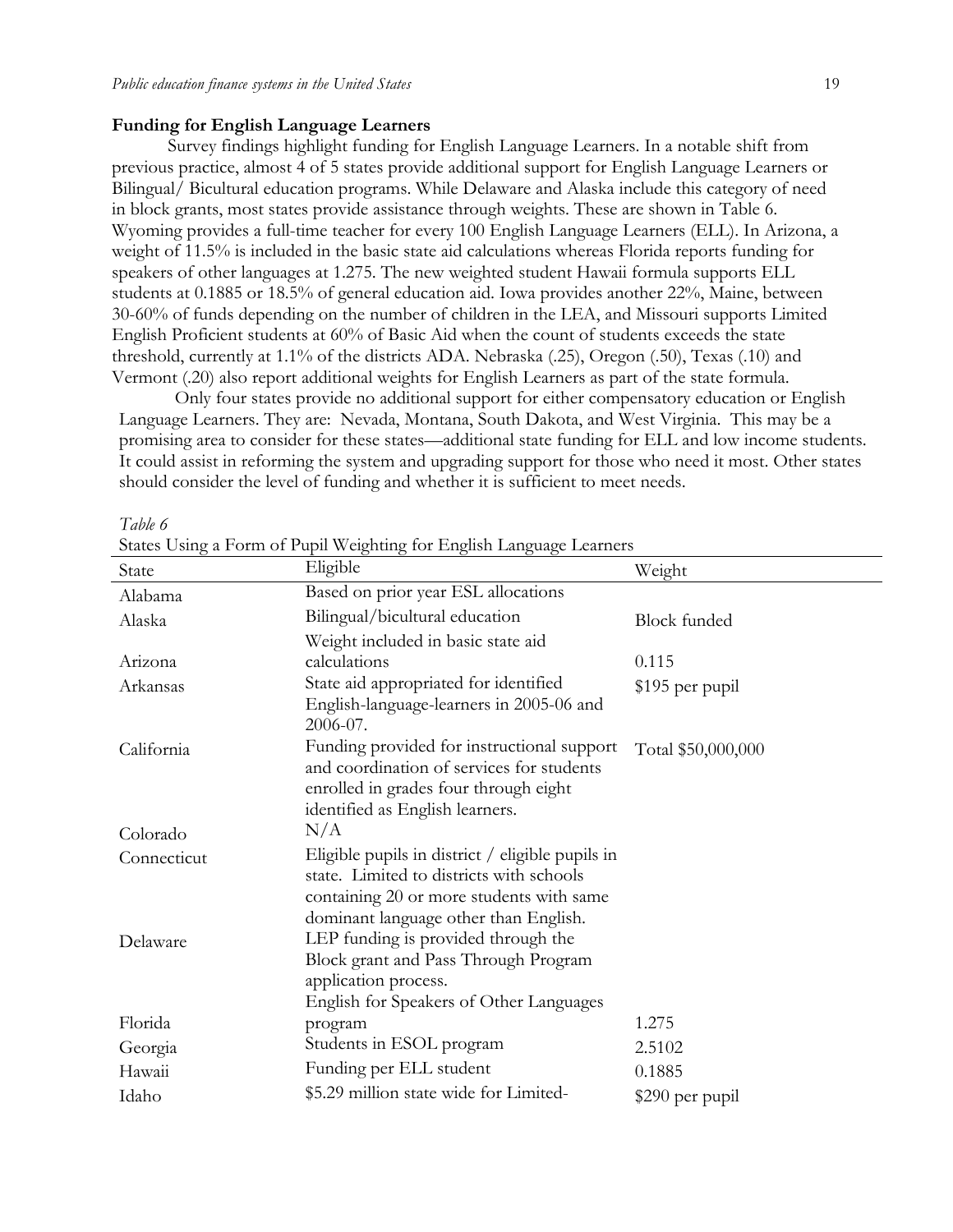**Funding for English Language Learners**

Survey findings highlight funding for English Language Learners. In a notable shift from previous practice, almost 4 of 5 states provide additional support for English Language Learners or Bilingual/ Bicultural education programs. While Delaware and Alaska include this category of need in block grants, most states provide assistance through weights. These are shown in Table 6. Wyoming provides a full-time teacher for every 100 English Language Learners (ELL). In Arizona, a weight of 11.5% is included in the basic state aid calculations whereas Florida reports funding for speakers of other languages at 1.275. The new weighted student Hawaii formula supports ELL students at 0.1885 or 18.5% of general education aid. Iowa provides another 22%, Maine, between 30-60% of funds depending on the number of children in the LEA, and Missouri supports Limited English Proficient students at 60% of Basic Aid when the count of students exceeds the state threshold, currently at 1.1% of the districts ADA. Nebraska (.25), Oregon (.50), Texas (.10) and Vermont (.20) also report additional weights for English Learners as part of the state formula.

Only four states provide no additional support for either compensatory education or English Language Learners. They are: Nevada, Montana, South Dakota, and West Virginia. This may be a promising area to consider for these states—additional state funding for ELL and low income students. It could assist in reforming the system and upgrading support for those who need it most. Other states should consider the level of funding and whether it is sufficient to meet needs.

*Table 6*

States Using a Form of Pupil Weighting for English Language Learners

| State | Eligible | Weight |
|---|---|---|
| Alabama | Based on prior year ESL allocations | |
| Alaska | Bilingual/bicultural education | Block funded |
| Arizona | Weight included in basic state aid calculations | 0.115 |
| Arkansas | State aid appropriated for identified English-language-learners in 2005-06 and 2006-07. | $195 per pupil |
| California | Funding provided for instructional support and coordination of services for students enrolled in grades four through eight identified as English learners. | Total $50,000,000 |
| Colorado | N/A | |
| Connecticut | Eligible pupils in district / eligible pupils in state. Limited to districts with schools containing 20 or more students with same dominant language other than English. | |
| Delaware | LEP funding is provided through the Block grant and Pass Through Program application process. | |
| Florida | English for Speakers of Other Languages program | 1.275 |
| Georgia | Students in ESOL program | 2.5102 |
| Hawaii | Funding per ELL student | 0.1885 |
| Idaho | $5.29 million state wide for Limited- | $290 per pupil |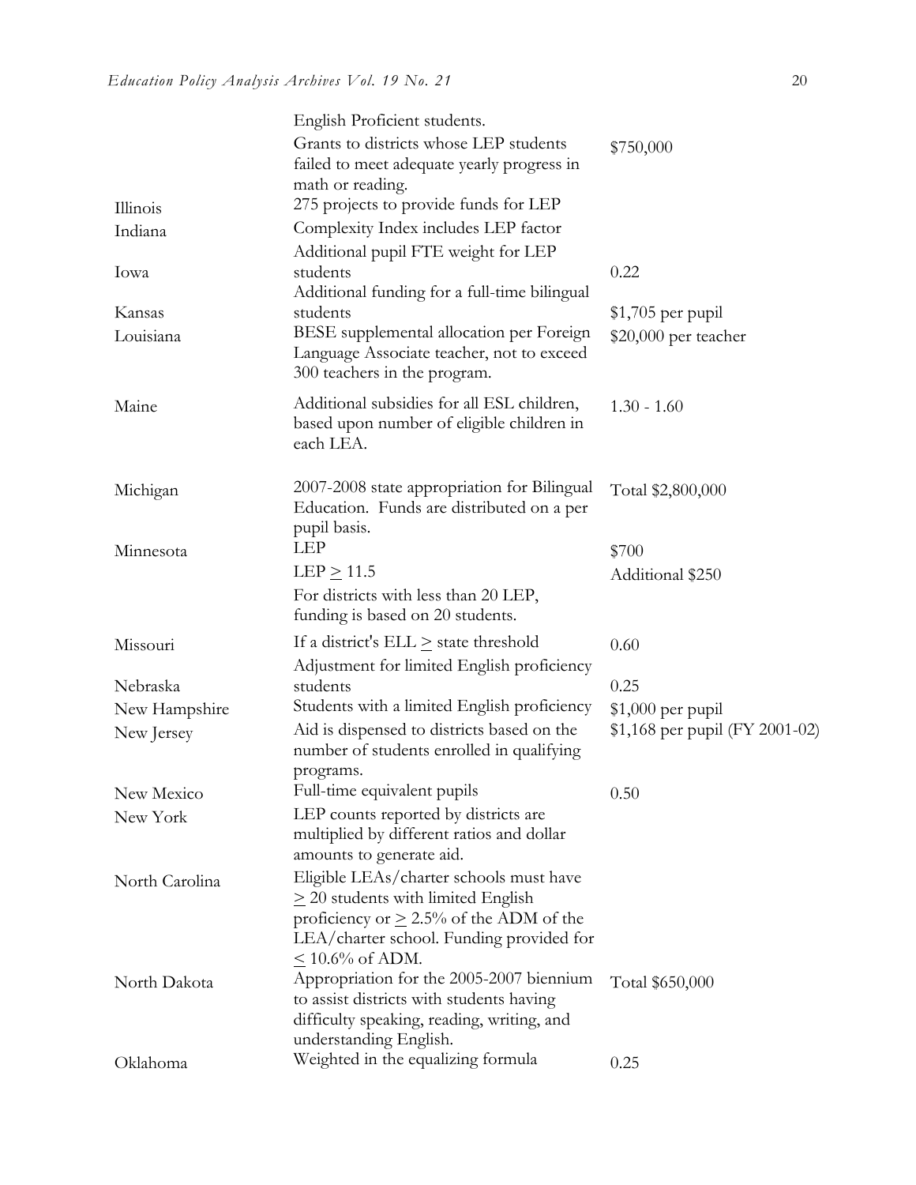| | | |
|---|---|---|
| | English Proficient students. | |
| | Grants to districts whose LEP students failed to meet adequate yearly progress in math or reading. | \$750,000 |
| Illinois | 275 projects to provide funds for LEP | |
| Indiana | Complexity Index includes LEP factor | |
| Iowa | Additional pupil FTE weight for LEP students | 0.22 |
| Kansas | Additional funding for a full-time bilingual students | \$1,705 per pupil |
| Louisiana | BESE supplemental allocation per Foreign Language Associate teacher, not to exceed 300 teachers in the program. | \$20,000 per teacher |
| Maine | Additional subsidies for all ESL children, based upon number of eligible children in each LEA. | 1.30 - 1.60 |
| Michigan | 2007-2008 state appropriation for Bilingual Education. Funds are distributed on a per pupil basis. | Total \$2,800,000 |
| Minnesota | LEP | \$700 |
| | LEP ≥ 11.5 | Additional \$250 |
| | For districts with less than 20 LEP, funding is based on 20 students. | |
| Missouri | If a district's ELL ≥ state threshold | 0.60 |
| Nebraska | Adjustment for limited English proficiency students | 0.25 |
| New Hampshire | Students with a limited English proficiency | \$1,000 per pupil |
| New Jersey | Aid is dispensed to districts based on the number of students enrolled in qualifying programs. | \$1,168 per pupil (FY 2001-02) |
| New Mexico | Full-time equivalent pupils | 0.50 |
| New York | LEP counts reported by districts are multiplied by different ratios and dollar amounts to generate aid. | |
| North Carolina | Eligible LEAs/charter schools must have ≥ 20 students with limited English proficiency or ≥ 2.5% of the ADM of the LEA/charter school. Funding provided for ≤ 10.6% of ADM. | |
| North Dakota | Appropriation for the 2005-2007 biennium to assist districts with students having difficulty speaking, reading, writing, and understanding English. | Total \$650,000 |
| Oklahoma | Weighted in the equalizing formula | 0.25 |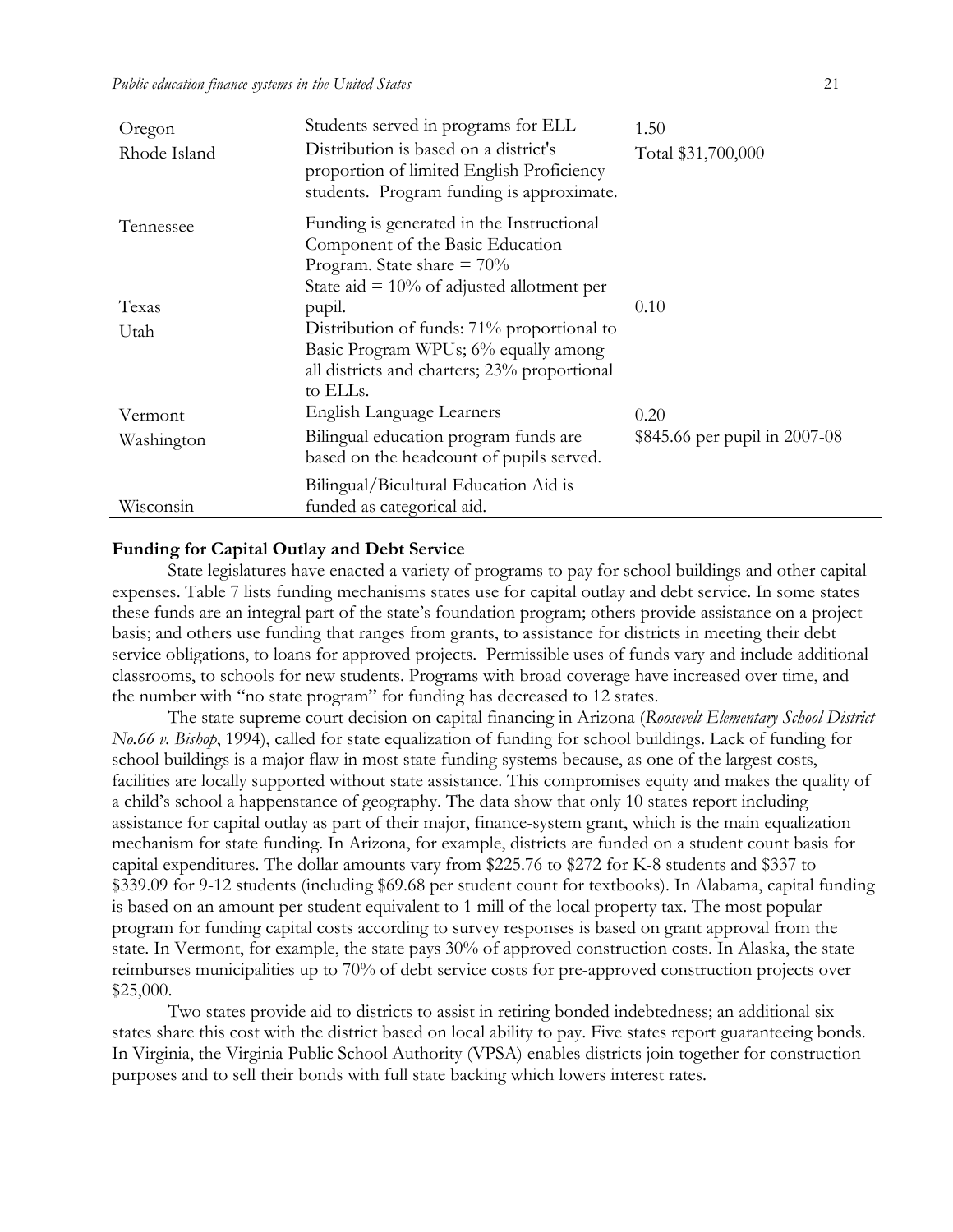| | | |
|---|---|---|
| Oregon | Students served in programs for ELL | 1.50 |
| Rhode Island | Distribution is based on a district's proportion of limited English Proficiency students. Program funding is approximate. | Total $31,700,000 |
| Tennessee | Funding is generated in the Instructional Component of the Basic Education Program. State share = 70% | |
| Texas | State aid = 10% of adjusted allotment per pupil. | 0.10 |
| Utah | Distribution of funds: 71% proportional to Basic Program WPUs; 6% equally among all districts and charters; 23% proportional to ELLs. | |
| Vermont | English Language Learners | 0.20 |
| Washington | Bilingual education program funds are based on the headcount of pupils served. | $845.66 per pupil in 2007-08 |
| Wisconsin | Bilingual/Bicultural Education Aid is funded as categorical aid. | |

**Funding for Capital Outlay and Debt Service**

State legislatures have enacted a variety of programs to pay for school buildings and other capital expenses. Table 7 lists funding mechanisms states use for capital outlay and debt service. In some states these funds are an integral part of the state's foundation program; others provide assistance on a project basis; and others use funding that ranges from grants, to assistance for districts in meeting their debt service obligations, to loans for approved projects. Permissible uses of funds vary and include additional classrooms, to schools for new students. Programs with broad coverage have increased over time, and the number with "no state program" for funding has decreased to 12 states.

The state supreme court decision on capital financing in Arizona (*Roosevelt Elementary School District No.66 v. Bishop*, 1994), called for state equalization of funding for school buildings. Lack of funding for school buildings is a major flaw in most state funding systems because, as one of the largest costs, facilities are locally supported without state assistance. This compromises equity and makes the quality of a child's school a happenstance of geography. The data show that only 10 states report including assistance for capital outlay as part of their major, finance-system grant, which is the main equalization mechanism for state funding. In Arizona, for example, districts are funded on a student count basis for capital expenditures. The dollar amounts vary from $225.76 to $272 for K-8 students and $337 to $339.09 for 9-12 students (including $69.68 per student count for textbooks). In Alabama, capital funding is based on an amount per student equivalent to 1 mill of the local property tax. The most popular program for funding capital costs according to survey responses is based on grant approval from the state. In Vermont, for example, the state pays 30% of approved construction costs. In Alaska, the state reimburses municipalities up to 70% of debt service costs for pre-approved construction projects over $25,000.

Two states provide aid to districts to assist in retiring bonded indebtedness; an additional six states share this cost with the district based on local ability to pay. Five states report guaranteeing bonds. In Virginia, the Virginia Public School Authority (VPSA) enables districts join together for construction purposes and to sell their bonds with full state backing which lowers interest rates.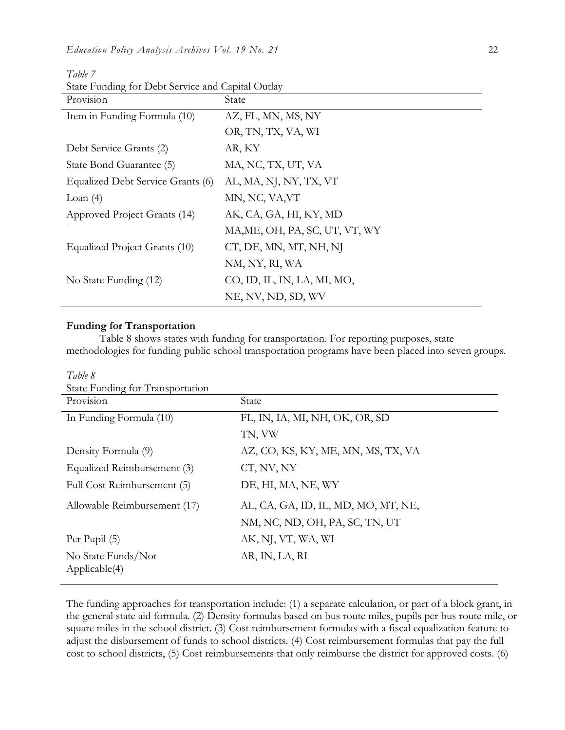*Table 7*

State Funding for Debt Service and Capital Outlay

| Provision | State |
|---|---|
| Item in Funding Formula (10) | AZ, FL, MN, MS, NY |
| | OR, TN, TX, VA, WI |
| Debt Service Grants (2) | AR, KY |
| State Bond Guarantee (5) | MA, NC, TX, UT, VA |
| Equalized Debt Service Grants (6) | AL, MA, NJ, NY, TX, VT |
| Loan (4) | MN, NC, VA,VT |
| Approved Project Grants (14) | AK, CA, GA, HI, KY, MD |
| | MA,ME, OH, PA, SC, UT, VT, WY |
| Equalized Project Grants (10) | CT, DE, MN, MT, NH, NJ |
| | NM, NY, RI, WA |
| No State Funding (12) | CO, ID, IL, IN, LA, MI, MO, |
| | NE, NV, ND, SD, WV |

**Funding for Transportation**

Table 8 shows states with funding for transportation. For reporting purposes, state methodologies for funding public school transportation programs have been placed into seven groups.

*Table 8*

State Funding for Transportation

| Provision | State |
|---|---|
| In Funding Formula (10) | FL, IN, IA, MI, NH, OK, OR, SD |
| | TN, VW |
| Density Formula (9) | AZ, CO, KS, KY, ME, MN, MS, TX, VA |
| Equalized Reimbursement (3) | CT, NV, NY |
| Full Cost Reimbursement (5) | DE, HI, MA, NE, WY |
| Allowable Reimbursement (17) | AL, CA, GA, ID, IL, MD, MO, MT, NE, |
| | NM, NC, ND, OH, PA, SC, TN, UT |
| Per Pupil (5) | AK, NJ, VT, WA, WI |
| No State Funds/Not Applicable(4) | AR, IN, LA, RI |

The funding approaches for transportation include: (1) a separate calculation, or part of a block grant, in the general state aid formula. (2) Density formulas based on bus route miles, pupils per bus route mile, or square miles in the school district. (3) Cost reimbursement formulas with a fiscal equalization feature to adjust the disbursement of funds to school districts. (4) Cost reimbursement formulas that pay the full cost to school districts, (5) Cost reimbursements that only reimburse the district for approved costs. (6)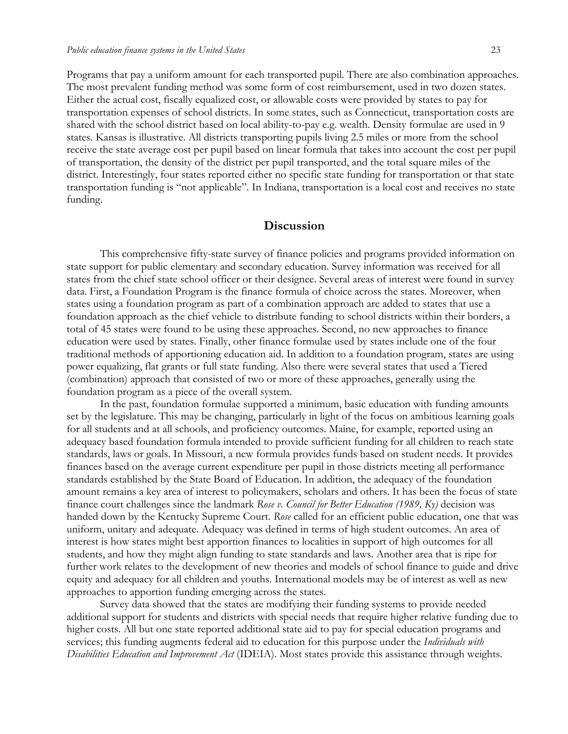Programs that pay a uniform amount for each transported pupil. There are also combination approaches. The most prevalent funding method was some form of cost reimbursement, used in two dozen states. Either the actual cost, fiscally equalized cost, or allowable costs were provided by states to pay for transportation expenses of school districts. In some states, such as Connecticut, transportation costs are shared with the school district based on local ability-to-pay e.g. wealth. Density formulae are used in 9 states. Kansas is illustrative. All districts transporting pupils living 2.5 miles or more from the school receive the state average cost per pupil based on linear formula that takes into account the cost per pupil of transportation, the density of the district per pupil transported, and the total square miles of the district. Interestingly, four states reported either no specific state funding for transportation or that state transportation funding is "not applicable". In Indiana, transportation is a local cost and receives no state funding.

## Discussion

This comprehensive fifty-state survey of finance policies and programs provided information on state support for public elementary and secondary education. Survey information was received for all states from the chief state school officer or their designee. Several areas of interest were found in survey data. First, a Foundation Program is the finance formula of choice across the states. Moreover, when states using a foundation program as part of a combination approach are added to states that use a foundation approach as the chief vehicle to distribute funding to school districts within their borders, a total of 45 states were found to be using these approaches. Second, no new approaches to finance education were used by states. Finally, other finance formulae used by states include one of the four traditional methods of apportioning education aid. In addition to a foundation program, states are using power equalizing, flat grants or full state funding. Also there were several states that used a Tiered (combination) approach that consisted of two or more of these approaches, generally using the foundation program as a piece of the overall system.

In the past, foundation formulae supported a minimum, basic education with funding amounts set by the legislature. This may be changing, particularly in light of the focus on ambitious learning goals for all students and at all schools, and proficiency outcomes. Maine, for example, reported using an adequacy based foundation formula intended to provide sufficient funding for all children to reach state standards, laws or goals. In Missouri, a new formula provides funds based on student needs. It provides finances based on the average current expenditure per pupil in those districts meeting all performance standards established by the State Board of Education. In addition, the adequacy of the foundation amount remains a key area of interest to policymakers, scholars and others. It has been the focus of state finance court challenges since the landmark *Rose v. Council for Better Education (1989, Ky)* decision was handed down by the Kentucky Supreme Court. *Rose* called for an efficient public education, one that was uniform, unitary and adequate. Adequacy was defined in terms of high student outcomes. An area of interest is how states might best apportion finances to localities in support of high outcomes for all students, and how they might align funding to state standards and laws. Another area that is ripe for further work relates to the development of new theories and models of school finance to guide and drive equity and adequacy for all children and youths. International models may be of interest as well as new approaches to apportion funding emerging across the states.

Survey data showed that the states are modifying their funding systems to provide needed additional support for students and districts with special needs that require higher relative funding due to higher costs. All but one state reported additional state aid to pay for special education programs and services; this funding augments federal aid to education for this purpose under the *Individuals with Disabilities Education and Improvement Act* (IDEIA). Most states provide this assistance through weights.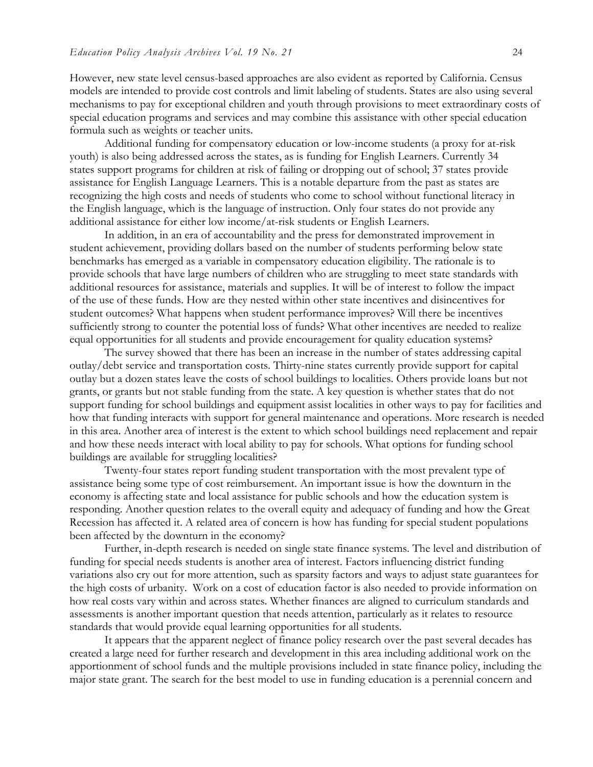However, new state level census-based approaches are also evident as reported by California. Census models are intended to provide cost controls and limit labeling of students. States are also using several mechanisms to pay for exceptional children and youth through provisions to meet extraordinary costs of special education programs and services and may combine this assistance with other special education formula such as weights or teacher units.

Additional funding for compensatory education or low-income students (a proxy for at-risk youth) is also being addressed across the states, as is funding for English Learners. Currently 34 states support programs for children at risk of failing or dropping out of school; 37 states provide assistance for English Language Learners. This is a notable departure from the past as states are recognizing the high costs and needs of students who come to school without functional literacy in the English language, which is the language of instruction. Only four states do not provide any additional assistance for either low income/at-risk students or English Learners.

In addition, in an era of accountability and the press for demonstrated improvement in student achievement, providing dollars based on the number of students performing below state benchmarks has emerged as a variable in compensatory education eligibility. The rationale is to provide schools that have large numbers of children who are struggling to meet state standards with additional resources for assistance, materials and supplies. It will be of interest to follow the impact of the use of these funds. How are they nested within other state incentives and disincentives for student outcomes? What happens when student performance improves? Will there be incentives sufficiently strong to counter the potential loss of funds? What other incentives are needed to realize equal opportunities for all students and provide encouragement for quality education systems?

The survey showed that there has been an increase in the number of states addressing capital outlay/debt service and transportation costs. Thirty-nine states currently provide support for capital outlay but a dozen states leave the costs of school buildings to localities. Others provide loans but not grants, or grants but not stable funding from the state. A key question is whether states that do not support funding for school buildings and equipment assist localities in other ways to pay for facilities and how that funding interacts with support for general maintenance and operations. More research is needed in this area. Another area of interest is the extent to which school buildings need replacement and repair and how these needs interact with local ability to pay for schools. What options for funding school buildings are available for struggling localities?

Twenty-four states report funding student transportation with the most prevalent type of assistance being some type of cost reimbursement. An important issue is how the downturn in the economy is affecting state and local assistance for public schools and how the education system is responding. Another question relates to the overall equity and adequacy of funding and how the Great Recession has affected it. A related area of concern is how has funding for special student populations been affected by the downturn in the economy?

Further, in-depth research is needed on single state finance systems. The level and distribution of funding for special needs students is another area of interest. Factors influencing district funding variations also cry out for more attention, such as sparsity factors and ways to adjust state guarantees for the high costs of urbanity. Work on a cost of education factor is also needed to provide information on how real costs vary within and across states. Whether finances are aligned to curriculum standards and assessments is another important question that needs attention, particularly as it relates to resource standards that would provide equal learning opportunities for all students.

It appears that the apparent neglect of finance policy research over the past several decades has created a large need for further research and development in this area including additional work on the apportionment of school funds and the multiple provisions included in state finance policy, including the major state grant. The search for the best model to use in funding education is a perennial concern and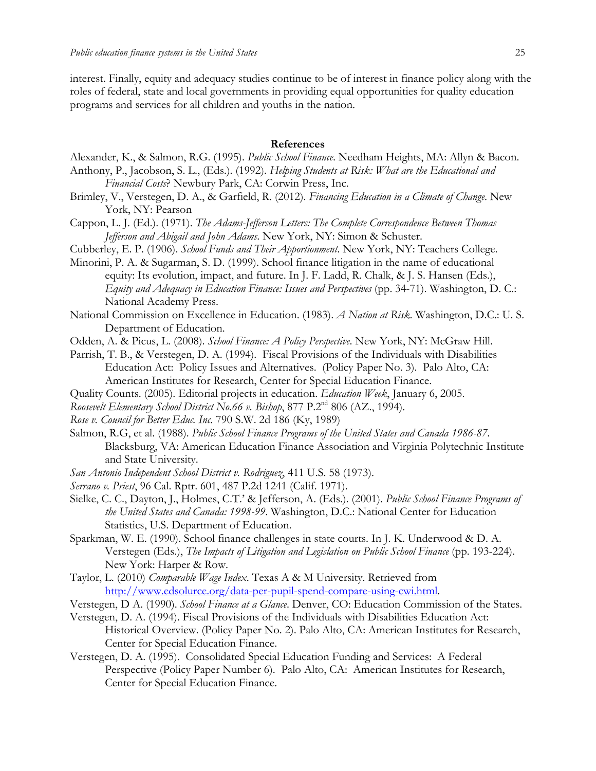interest. Finally, equity and adequacy studies continue to be of interest in finance policy along with the roles of federal, state and local governments in providing equal opportunities for quality education programs and services for all children and youths in the nation.

## References

Alexander, K., & Salmon, R.G. (1995). *Public School Finance*. Needham Heights, MA: Allyn & Bacon.

Anthony, P., Jacobson, S. L., (Eds.). (1992). *Helping Students at Risk: What are the Educational and Financial Costs*? Newbury Park, CA: Corwin Press, Inc.

Brimley, V., Verstegen, D. A., & Garfield, R. (2012). *Financing Education in a Climate of Change*. New York, NY: Pearson

Cappon, L. J. (Ed.). (1971). *The Adams-Jefferson Letters: The Complete Correspondence Between Thomas Jefferson and Abigail and John Adams*. New York, NY: Simon & Schuster.

Cubberley, E. P. (1906). *School Funds and Their Apportionment*. New York, NY: Teachers College.

Minorini, P. A. & Sugarman, S. D. (1999). School finance litigation in the name of educational equity: Its evolution, impact, and future. In J. F. Ladd, R. Chalk, & J. S. Hansen (Eds.), *Equity and Adequacy in Education Finance: Issues and Perspectives* (pp. 34-71). Washington, D. C.: National Academy Press.

National Commission on Excellence in Education. (1983). *A Nation at Risk*. Washington, D.C.: U. S. Department of Education.

Odden, A. & Picus, L. (2008). *School Finance: A Policy Perspective*. New York, NY: McGraw Hill.

Parrish, T. B., & Verstegen, D. A. (1994). Fiscal Provisions of the Individuals with Disabilities Education Act: Policy Issues and Alternatives. (Policy Paper No. 3). Palo Alto, CA: American Institutes for Research, Center for Special Education Finance.

Quality Counts. (2005). Editorial projects in education. *Education Week*, January 6, 2005.

*Roosevelt Elementary School District No.66 v. Bishop*, 877 P.2nd 806 (AZ., 1994).

*Rose v. Council for Better Educ. Inc.* 790 S.W. 2d 186 (Ky, 1989)

Salmon, R.G, et al. (1988). *Public School Finance Programs of the United States and Canada 1986-87*. Blacksburg, VA: American Education Finance Association and Virginia Polytechnic Institute and State University.

*San Antonio Independent School District v. Rodriguez*, 411 U.S. 58 (1973).

*Serrano v. Priest*, 96 Cal. Rptr. 601, 487 P.2d 1241 (Calif. 1971).

Sielke, C. C., Dayton, J., Holmes, C.T.' & Jefferson, A. (Eds.). (2001). *Public School Finance Programs of the United States and Canada: 1998-99*. Washington, D.C.: National Center for Education Statistics, U.S. Department of Education.

Sparkman, W. E. (1990). School finance challenges in state courts. In J. K. Underwood & D. A. Verstegen (Eds.), *The Impacts of Litigation and Legislation on Public School Finance* (pp. 193-224). New York: Harper & Row.

Taylor, L. (2010) *Comparable Wage Index*. Texas A & M University. Retrieved from http://www.edsolurce.org/data-per-pupil-spend-compare-using-cwi.html.

Verstegen, D A. (1990). *School Finance at a Glance*. Denver, CO: Education Commission of the States.

Verstegen, D. A. (1994). Fiscal Provisions of the Individuals with Disabilities Education Act: Historical Overview. (Policy Paper No. 2). Palo Alto, CA: American Institutes for Research, Center for Special Education Finance.

Verstegen, D. A. (1995). Consolidated Special Education Funding and Services: A Federal Perspective (Policy Paper Number 6). Palo Alto, CA: American Institutes for Research, Center for Special Education Finance.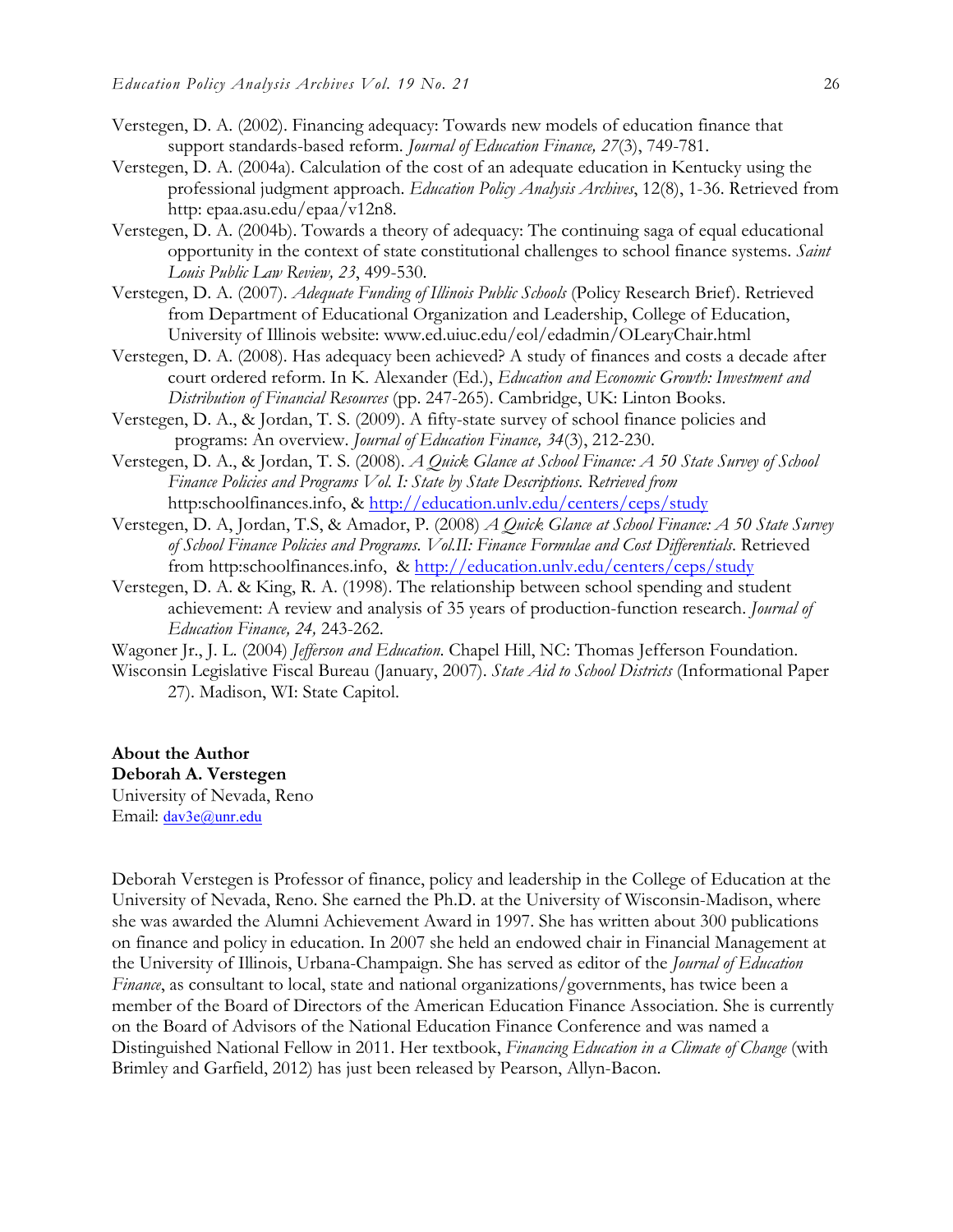Verstegen, D. A. (2002). Financing adequacy: Towards new models of education finance that support standards-based reform. *Journal of Education Finance, 27*(3), 749-781.

Verstegen, D. A. (2004a). Calculation of the cost of an adequate education in Kentucky using the professional judgment approach. *Education Policy Analysis Archives*, 12(8), 1-36. Retrieved from http: epaa.asu.edu/epaa/v12n8.

Verstegen, D. A. (2004b). Towards a theory of adequacy: The continuing saga of equal educational opportunity in the context of state constitutional challenges to school finance systems. *Saint Louis Public Law Review, 23*, 499-530.

Verstegen, D. A. (2007). *Adequate Funding of Illinois Public Schools* (Policy Research Brief). Retrieved from Department of Educational Organization and Leadership, College of Education, University of Illinois website: www.ed.uiuc.edu/eol/edadmin/OLearyChair.html

Verstegen, D. A. (2008). Has adequacy been achieved? A study of finances and costs a decade after court ordered reform. In K. Alexander (Ed.), *Education and Economic Growth: Investment and Distribution of Financial Resources* (pp. 247-265). Cambridge, UK: Linton Books.

Verstegen, D. A., & Jordan, T. S. (2009). A fifty-state survey of school finance policies and programs: An overview. *Journal of Education Finance, 34*(3), 212-230.

Verstegen, D. A., & Jordan, T. S. (2008). *A Quick Glance at School Finance: A 50 State Survey of School Finance Policies and Programs Vol. I: State by State Descriptions. Retrieved from* http:schoolfinances.info, & http://education.unlv.edu/centers/ceps/study

Verstegen, D. A, Jordan, T.S, & Amador, P. (2008) *A Quick Glance at School Finance: A 50 State Survey of School Finance Policies and Programs. Vol.II: Finance Formulae and Cost Differentials*. Retrieved from http:schoolfinances.info, & http://education.unlv.edu/centers/ceps/study

Verstegen, D. A. & King, R. A. (1998). The relationship between school spending and student achievement: A review and analysis of 35 years of production-function research. *Journal of Education Finance, 24,* 243-262.

Wagoner Jr., J. L. (2004) *Jefferson and Education.* Chapel Hill, NC: Thomas Jefferson Foundation.

Wisconsin Legislative Fiscal Bureau (January, 2007). *State Aid to School Districts* (Informational Paper 27). Madison, WI: State Capitol.

**About the Author**

**Deborah A. Verstegen**

University of Nevada, Reno

Email: dav3e@unr.edu

Deborah Verstegen is Professor of finance, policy and leadership in the College of Education at the University of Nevada, Reno. She earned the Ph.D. at the University of Wisconsin-Madison, where she was awarded the Alumni Achievement Award in 1997. She has written about 300 publications on finance and policy in education. In 2007 she held an endowed chair in Financial Management at the University of Illinois, Urbana-Champaign. She has served as editor of the *Journal of Education Finance*, as consultant to local, state and national organizations/governments, has twice been a member of the Board of Directors of the American Education Finance Association. She is currently on the Board of Advisors of the National Education Finance Conference and was named a Distinguished National Fellow in 2011. Her textbook, *Financing Education in a Climate of Change* (with Brimley and Garfield, 2012) has just been released by Pearson, Allyn-Bacon.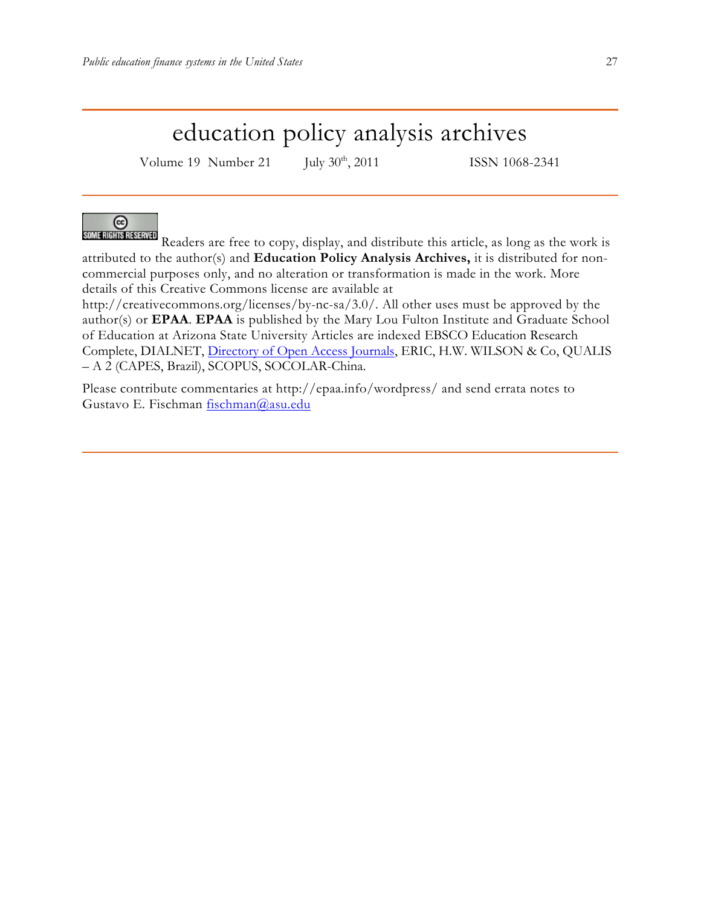# education policy analysis archives

Volume 19 Number 21 July 30th, 2011 ISSN 1068-2341

SOME RIGHTS RESERVED Readers are free to copy, display, and distribute this article, as long as the work is attributed to the author(s) and **Education Policy Analysis Archives,** it is distributed for non-commercial purposes only, and no alteration or transformation is made in the work. More details of this Creative Commons license are available at http://creativecommons.org/licenses/by-nc-sa/3.0/. All other uses must be approved by the author(s) or **EPAA**. **EPAA** is published by the Mary Lou Fulton Institute and Graduate School of Education at Arizona State University Articles are indexed EBSCO Education Research Complete, DIALNET, Directory of Open Access Journals, ERIC, H.W. WILSON & Co, QUALIS – A 2 (CAPES, Brazil), SCOPUS, SOCOLAR-China.

Please contribute commentaries at http://epaa.info/wordpress/ and send errata notes to Gustavo E. Fischman fischman@asu.edu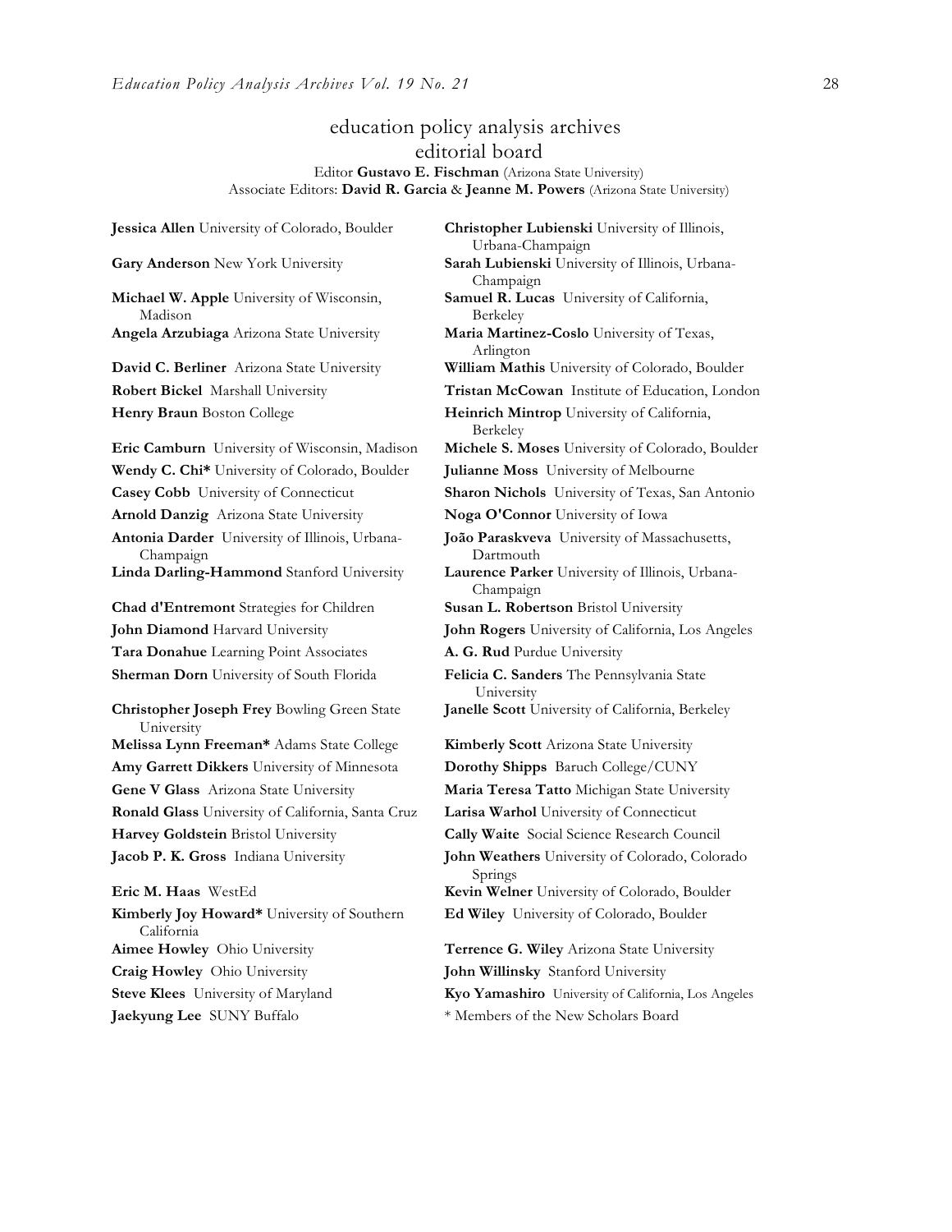# education policy analysis archives
## editorial board

Editor **Gustavo E. Fischman** (Arizona State University)
Associate Editors: **David R. Garcia** & **Jeanne M. Powers** (Arizona State University)

**Jessica Allen** University of Colorado, Boulder
**Gary Anderson** New York University
**Michael W. Apple** University of Wisconsin, Madison
**Angela Arzubiaga** Arizona State University
**David C. Berliner** Arizona State University
**Robert Bickel** Marshall University
**Henry Braun** Boston College
**Eric Camburn** University of Wisconsin, Madison
**Wendy C. Chi*** University of Colorado, Boulder
**Casey Cobb** University of Connecticut
**Arnold Danzig** Arizona State University
**Antonia Darder** University of Illinois, Urbana-Champaign
**Linda Darling-Hammond** Stanford University
**Chad d'Entremont** Strategies for Children
**John Diamond** Harvard University
**Tara Donahue** Learning Point Associates
**Sherman Dorn** University of South Florida
**Christopher Joseph Frey** Bowling Green State University
**Melissa Lynn Freeman*** Adams State College
**Amy Garrett Dikkers** University of Minnesota
**Gene V Glass** Arizona State University
**Ronald Glass** University of California, Santa Cruz
**Harvey Goldstein** Bristol University
**Jacob P. K. Gross** Indiana University
**Eric M. Haas** WestEd
**Kimberly Joy Howard*** University of Southern California
**Aimee Howley** Ohio University
**Craig Howley** Ohio University
**Steve Klees** University of Maryland
**Jaekyung Lee** SUNY Buffalo
**Christopher Lubienski** University of Illinois, Urbana-Champaign
**Sarah Lubienski** University of Illinois, Urbana-Champaign
**Samuel R. Lucas** University of California, Berkeley
**Maria Martinez-Coslo** University of Texas, Arlington
**William Mathis** University of Colorado, Boulder
**Tristan McCowan** Institute of Education, London
**Heinrich Mintrop** University of California, Berkeley
**Michele S. Moses** University of Colorado, Boulder
**Julianne Moss** University of Melbourne
**Sharon Nichols** University of Texas, San Antonio
**Noga O'Connor** University of Iowa
**João Paraskveva** University of Massachusetts, Dartmouth
**Laurence Parker** University of Illinois, Urbana-Champaign
**Susan L. Robertson** Bristol University
**John Rogers** University of California, Los Angeles
**A. G. Rud** Purdue University
**Felicia C. Sanders** The Pennsylvania State University
**Janelle Scott** University of California, Berkeley
**Kimberly Scott** Arizona State University
**Dorothy Shipps** Baruch College/CUNY
**Maria Teresa Tatto** Michigan State University
**Larisa Warhol** University of Connecticut
**Cally Waite** Social Science Research Council
**John Weathers** University of Colorado, Colorado Springs
**Kevin Welner** University of Colorado, Boulder
**Ed Wiley** University of Colorado, Boulder
**Terrence G. Wiley** Arizona State University
**John Willinsky** Stanford University
**Kyo Yamashiro** University of California, Los Angeles

* Members of the New Scholars Board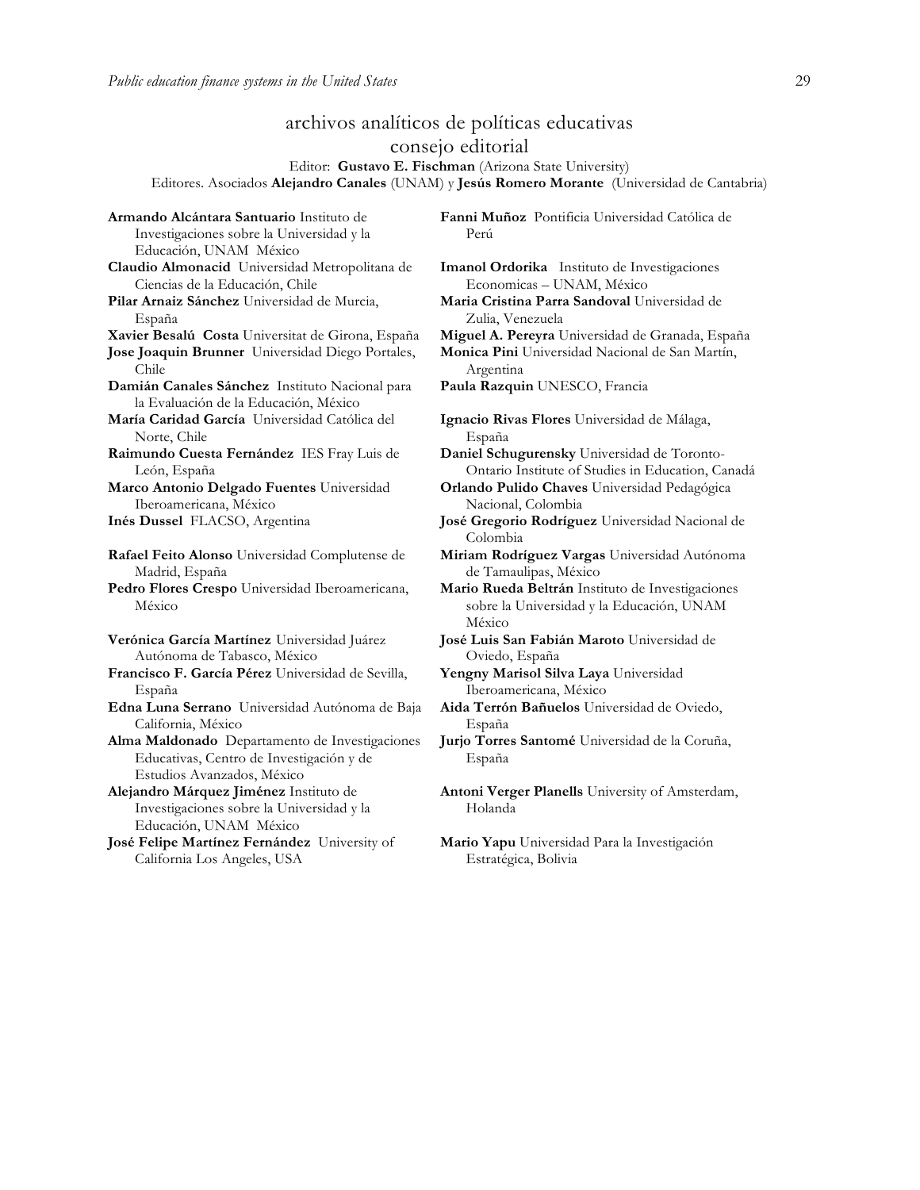## archivos analíticos de políticas educativas
## consejo editorial

Editor: **Gustavo E. Fischman** (Arizona State University)
Editores. Asociados **Alejandro Canales** (UNAM) y **Jesús Romero Morante** (Universidad de Cantabria)

**Armando Alcántara Santuario** Instituto de Investigaciones sobre la Universidad y la Educación, UNAM México

**Claudio Almonacid** Universidad Metropolitana de Ciencias de la Educación, Chile

**Pilar Arnaiz Sánchez** Universidad de Murcia, España

**Xavier Besalú Costa** Universitat de Girona, España

**Jose Joaquin Brunner** Universidad Diego Portales, Chile

**Damián Canales Sánchez** Instituto Nacional para la Evaluación de la Educación, México

**María Caridad García** Universidad Católica del Norte, Chile

**Raimundo Cuesta Fernández** IES Fray Luis de León, España

**Marco Antonio Delgado Fuentes** Universidad Iberoamericana, México

**Inés Dussel** FLACSO, Argentina

**Rafael Feito Alonso** Universidad Complutense de Madrid, España

**Pedro Flores Crespo** Universidad Iberoamericana, México

**Verónica García Martínez** Universidad Juárez Autónoma de Tabasco, México

**Francisco F. García Pérez** Universidad de Sevilla, España

**Edna Luna Serrano** Universidad Autónoma de Baja California, México

**Alma Maldonado** Departamento de Investigaciones Educativas, Centro de Investigación y de Estudios Avanzados, México

**Alejandro Márquez Jiménez** Instituto de Investigaciones sobre la Universidad y la Educación, UNAM México

**José Felipe Martínez Fernández** University of California Los Angeles, USA

**Fanni Muñoz** Pontificia Universidad Católica de Perú

**Imanol Ordorika** Instituto de Investigaciones Economicas – UNAM, México

**Maria Cristina Parra Sandoval** Universidad de Zulia, Venezuela

**Miguel A. Pereyra** Universidad de Granada, España

**Monica Pini** Universidad Nacional de San Martín, Argentina

**Paula Razquin** UNESCO, Francia

**Ignacio Rivas Flores** Universidad de Málaga, España

**Daniel Schugurensky** Universidad de Toronto-Ontario Institute of Studies in Education, Canadá

**Orlando Pulido Chaves** Universidad Pedagógica Nacional, Colombia

**José Gregorio Rodríguez** Universidad Nacional de Colombia

**Miriam Rodríguez Vargas** Universidad Autónoma de Tamaulipas, México

**Mario Rueda Beltrán** Instituto de Investigaciones sobre la Universidad y la Educación, UNAM México

**José Luis San Fabián Maroto** Universidad de Oviedo, España

**Yengny Marisol Silva Laya** Universidad Iberoamericana, México

**Aida Terrón Bañuelos** Universidad de Oviedo, España

**Jurjo Torres Santomé** Universidad de la Coruña, España

**Antoni Verger Planells** University of Amsterdam, Holanda

**Mario Yapu** Universidad Para la Investigación Estratégica, Bolivia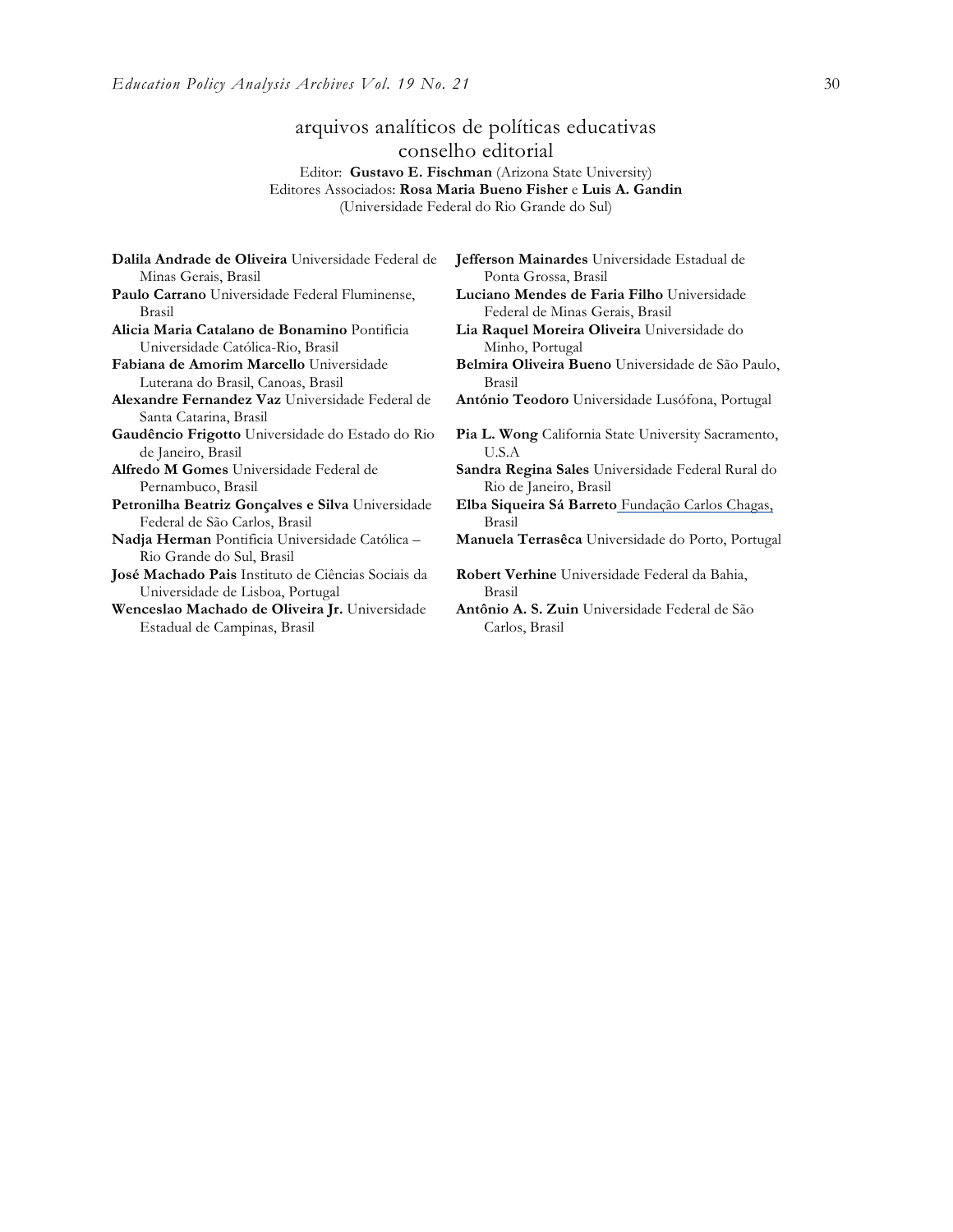# arquivos analíticos de políticas educativas
## conselho editorial

Editor: **Gustavo E. Fischman** (Arizona State University)
Editores Associados: **Rosa Maria Bueno Fisher** e **Luis A. Gandin**
(Universidade Federal do Rio Grande do Sul)

**Dalila Andrade de Oliveira** Universidade Federal de Minas Gerais, Brasil

**Paulo Carrano** Universidade Federal Fluminense, Brasil

**Alicia Maria Catalano de Bonamino** Pontificia Universidade Católica-Rio, Brasil

**Fabiana de Amorim Marcello** Universidade Luterana do Brasil, Canoas, Brasil

**Alexandre Fernandez Vaz** Universidade Federal de Santa Catarina, Brasil

**Gaudêncio Frigotto** Universidade do Estado do Rio de Janeiro, Brasil

**Alfredo M Gomes** Universidade Federal de Pernambuco, Brasil

**Petronilha Beatriz Gonçalves e Silva** Universidade Federal de São Carlos, Brasil

**Nadja Herman** Pontificia Universidade Católica – Rio Grande do Sul, Brasil

**José Machado Pais** Instituto de Ciências Sociais da Universidade de Lisboa, Portugal

**Wenceslao Machado de Oliveira Jr.** Universidade Estadual de Campinas, Brasil

**Jefferson Mainardes** Universidade Estadual de Ponta Grossa, Brasil

**Luciano Mendes de Faria Filho** Universidade Federal de Minas Gerais, Brasil

**Lia Raquel Moreira Oliveira** Universidade do Minho, Portugal

**Belmira Oliveira Bueno** Universidade de São Paulo, Brasil

**António Teodoro** Universidade Lusófona, Portugal

**Pia L. Wong** California State University Sacramento, U.S.A

**Sandra Regina Sales** Universidade Federal Rural do Rio de Janeiro, Brasil

**Elba Siqueira Sá Barreto** Fundação Carlos Chagas, Brasil

**Manuela Terrasêca** Universidade do Porto, Portugal

**Robert Verhine** Universidade Federal da Bahia, Brasil

**Antônio A. S. Zuin** Universidade Federal de São Carlos, Brasil